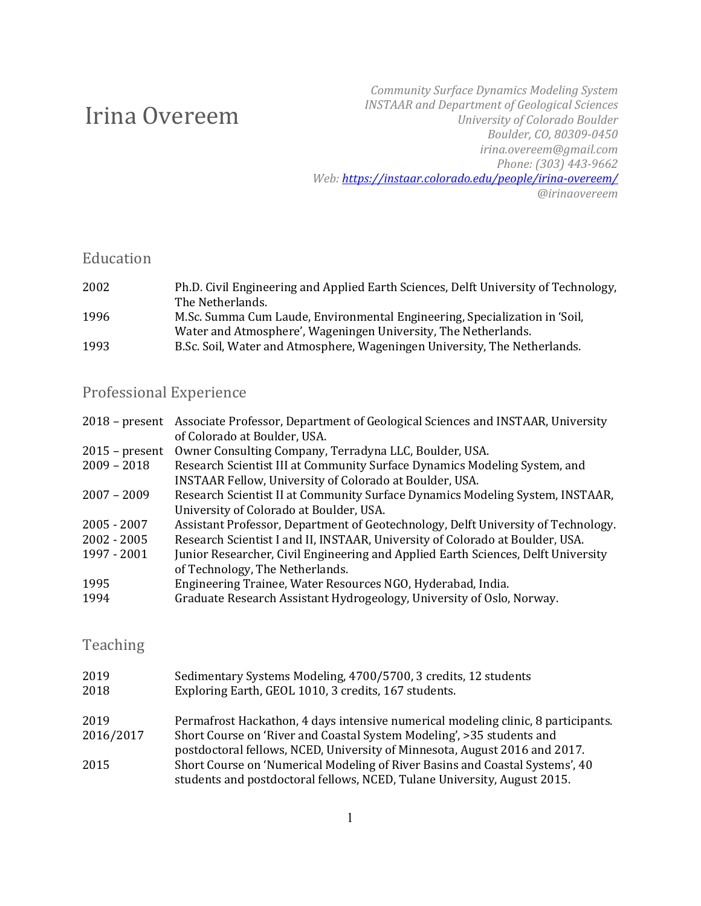# Irina Overeem

*Community Surface Dynamics Modeling System*
*INSTAAR and Department of Geological Sciences*
*University of Colorado Boulder*
*Boulder, CO, 80309-0450*
*irina.overeem@gmail.com*
*Phone: (303) 443-9662*
*Web: [https://instaar.colorado.edu/people/irina-overeem/](https://instaar.colorado.edu/people/irina-overeem/)*
*@irinaovereem*

## Education

| | |
|---|---|
| 2002 | Ph.D. Civil Engineering and Applied Earth Sciences, Delft University of Technology, The Netherlands. |
| 1996 | M.Sc. Summa Cum Laude, Environmental Engineering, Specialization in 'Soil, Water and Atmosphere', Wageningen University, The Netherlands. |
| 1993 | B.Sc. Soil, Water and Atmosphere, Wageningen University, The Netherlands. |

## Professional Experience

| | |
|---|---|
| 2018 – present | Associate Professor, Department of Geological Sciences and INSTAAR, University of Colorado at Boulder, USA. |
| 2015 – present | Owner Consulting Company, Terradyna LLC, Boulder, USA. |
| 2009 – 2018 | Research Scientist III at Community Surface Dynamics Modeling System, and INSTAAR Fellow, University of Colorado at Boulder, USA. |
| 2007 – 2009 | Research Scientist II at Community Surface Dynamics Modeling System, INSTAAR, University of Colorado at Boulder, USA. |
| 2005 - 2007 | Assistant Professor, Department of Geotechnology, Delft University of Technology. |
| 2002 - 2005 | Research Scientist I and II, INSTAAR, University of Colorado at Boulder, USA. |
| 1997 - 2001 | Junior Researcher, Civil Engineering and Applied Earth Sciences, Delft University of Technology, The Netherlands. |
| 1995 | Engineering Trainee, Water Resources NGO, Hyderabad, India. |
| 1994 | Graduate Research Assistant Hydrogeology, University of Oslo, Norway. |

## Teaching

| | |
|---|---|
| 2019 | Sedimentary Systems Modeling, 4700/5700, 3 credits, 12 students |
| 2018 | Exploring Earth, GEOL 1010, 3 credits, 167 students. |

| | |
|---|---|
| 2019 | Permafrost Hackathon, 4 days intensive numerical modeling clinic, 8 participants. |
| 2016/2017 | Short Course on 'River and Coastal System Modeling', >35 students and postdoctoral fellows, NCED, University of Minnesota, August 2016 and 2017. |
| 2015 | Short Course on 'Numerical Modeling of River Basins and Coastal Systems', 40 students and postdoctoral fellows, NCED, Tulane University, August 2015. |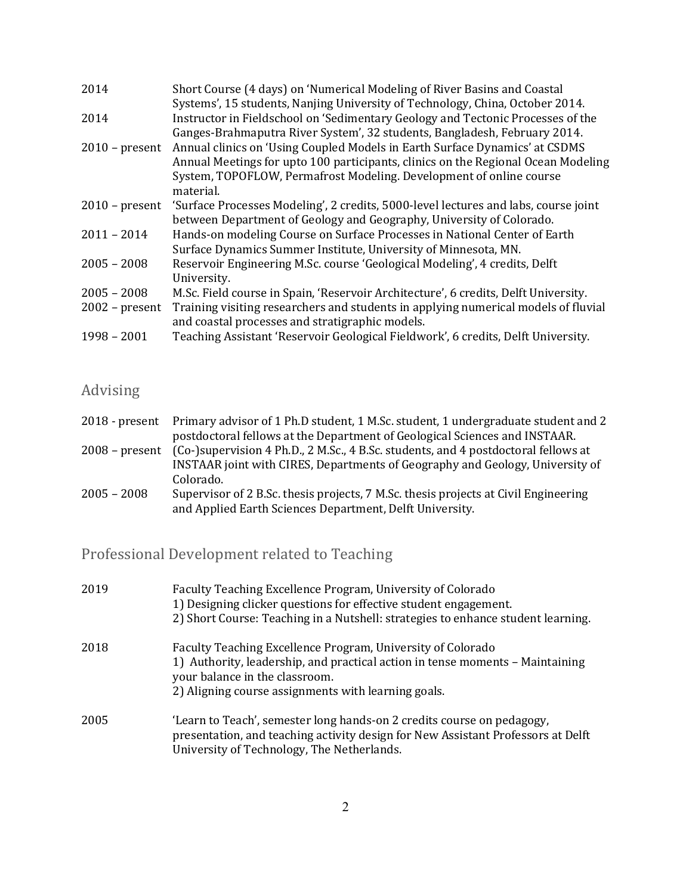| | |
|---|---|
| 2014 | Short Course (4 days) on 'Numerical Modeling of River Basins and Coastal Systems', 15 students, Nanjing University of Technology, China, October 2014. |
| 2014 | Instructor in Fieldschool on 'Sedimentary Geology and Tectonic Processes of the Ganges-Brahmaputra River System', 32 students, Bangladesh, February 2014. |
| 2010 – present | Annual clinics on 'Using Coupled Models in Earth Surface Dynamics' at CSDMS Annual Meetings for upto 100 participants, clinics on the Regional Ocean Modeling System, TOPOFLOW, Permafrost Modeling. Development of online course material. |
| 2010 – present | 'Surface Processes Modeling', 2 credits, 5000-level lectures and labs, course joint between Department of Geology and Geography, University of Colorado. |
| 2011 – 2014 | Hands-on modeling Course on Surface Processes in National Center of Earth Surface Dynamics Summer Institute, University of Minnesota, MN. |
| 2005 – 2008 | Reservoir Engineering M.Sc. course 'Geological Modeling', 4 credits, Delft University. |
| 2005 – 2008 | M.Sc. Field course in Spain, 'Reservoir Architecture', 6 credits, Delft University. |
| 2002 – present | Training visiting researchers and students in applying numerical models of fluvial and coastal processes and stratigraphic models. |
| 1998 – 2001 | Teaching Assistant 'Reservoir Geological Fieldwork', 6 credits, Delft University. |

## Advising

| | |
|---|---|
| 2018 - present | Primary advisor of 1 Ph.D student, 1 M.Sc. student, 1 undergraduate student and 2 postdoctoral fellows at the Department of Geological Sciences and INSTAAR. |
| 2008 – present | (Co-)supervision 4 Ph.D., 2 M.Sc., 4 B.Sc. students, and 4 postdoctoral fellows at INSTAAR joint with CIRES, Departments of Geography and Geology, University of Colorado. |
| 2005 – 2008 | Supervisor of 2 B.Sc. thesis projects, 7 M.Sc. thesis projects at Civil Engineering and Applied Earth Sciences Department, Delft University. |

## Professional Development related to Teaching

| | |
|---|---|
| 2019 | Faculty Teaching Excellence Program, University of Colorado<br>1) Designing clicker questions for effective student engagement.<br>2) Short Course: Teaching in a Nutshell: strategies to enhance student learning. |
| 2018 | Faculty Teaching Excellence Program, University of Colorado<br>1) Authority, leadership, and practical action in tense moments – Maintaining your balance in the classroom.<br>2) Aligning course assignments with learning goals. |
| 2005 | 'Learn to Teach', semester long hands-on 2 credits course on pedagogy, presentation, and teaching activity design for New Assistant Professors at Delft University of Technology, The Netherlands. |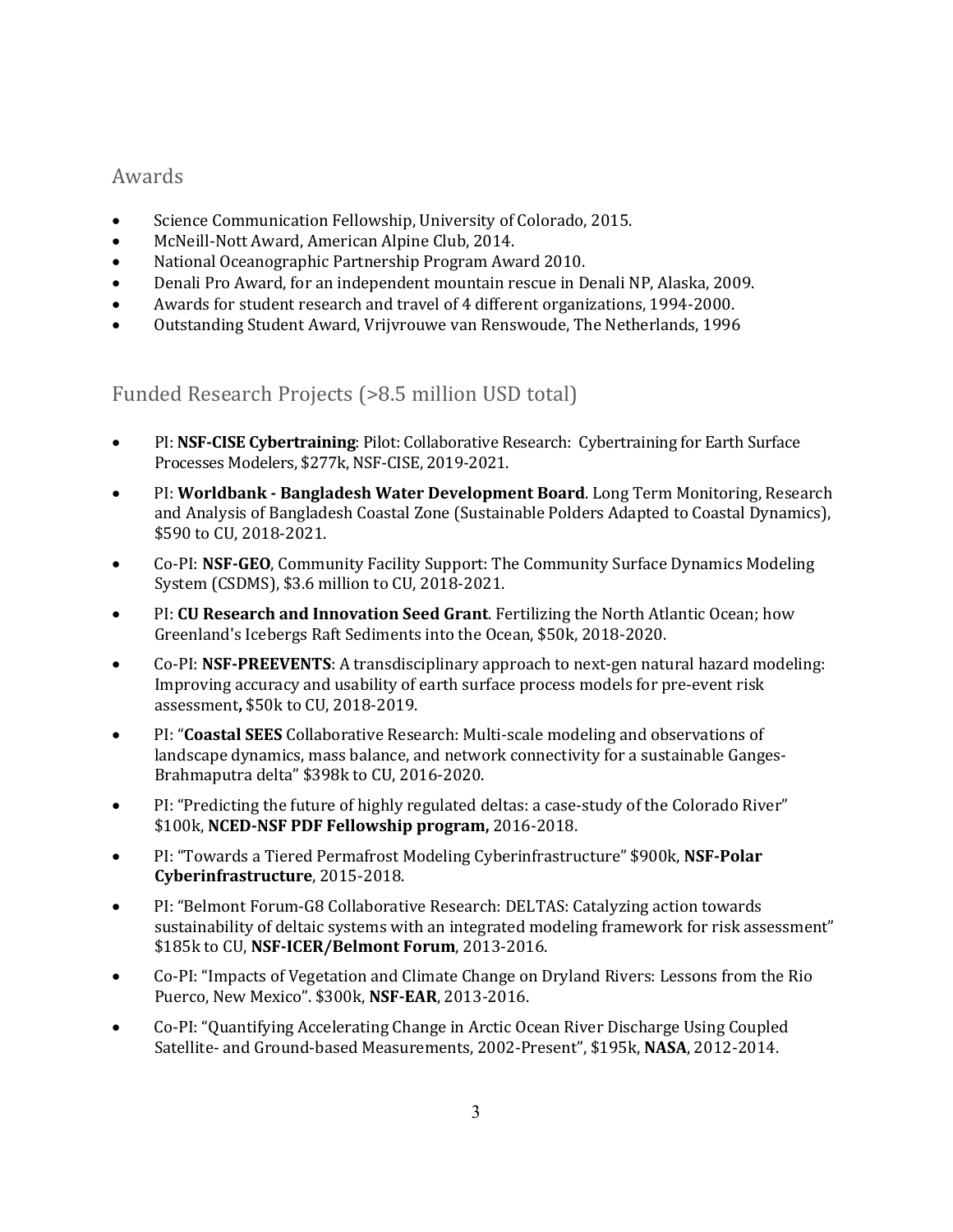## Awards

- Science Communication Fellowship, University of Colorado, 2015.
- McNeill-Nott Award, American Alpine Club, 2014.
- National Oceanographic Partnership Program Award 2010.
- Denali Pro Award, for an independent mountain rescue in Denali NP, Alaska, 2009.
- Awards for student research and travel of 4 different organizations, 1994-2000.
- Outstanding Student Award, Vrijvrouwe van Renswoude, The Netherlands, 1996

## Funded Research Projects (>8.5 million USD total)

- PI: **NSF-CISE Cybertraining**: Pilot: Collaborative Research: Cybertraining for Earth Surface Processes Modelers, $277k, NSF-CISE, 2019-2021.
- PI: **Worldbank - Bangladesh Water Development Board**. Long Term Monitoring, Research and Analysis of Bangladesh Coastal Zone (Sustainable Polders Adapted to Coastal Dynamics), $590 to CU, 2018-2021.
- Co-PI: **NSF-GEO**, Community Facility Support: The Community Surface Dynamics Modeling System (CSDMS), $3.6 million to CU, 2018-2021.
- PI: **CU Research and Innovation Seed Grant**. Fertilizing the North Atlantic Ocean; how Greenland's Icebergs Raft Sediments into the Ocean, $50k, 2018-2020.
- Co-PI: **NSF-PREEVENTS**: A transdisciplinary approach to next-gen natural hazard modeling: Improving accuracy and usability of earth surface process models for pre-event risk assessment**,** $50k to CU, 2018-2019.
- PI: "**Coastal SEES** Collaborative Research: Multi-scale modeling and observations of landscape dynamics, mass balance, and network connectivity for a sustainable Ganges-Brahmaputra delta" $398k to CU, 2016-2020.
- PI: "Predicting the future of highly regulated deltas: a case-study of the Colorado River" $100k, **NCED-NSF PDF Fellowship program,** 2016-2018.
- PI: "Towards a Tiered Permafrost Modeling Cyberinfrastructure" $900k, **NSF-Polar Cyberinfrastructure**, 2015-2018.
- PI: "Belmont Forum-G8 Collaborative Research: DELTAS: Catalyzing action towards sustainability of deltaic systems with an integrated modeling framework for risk assessment" $185k to CU, **NSF-ICER/Belmont Forum**, 2013-2016.
- Co-PI: "Impacts of Vegetation and Climate Change on Dryland Rivers: Lessons from the Rio Puerco, New Mexico". $300k, **NSF-EAR**, 2013-2016.
- Co-PI: "Quantifying Accelerating Change in Arctic Ocean River Discharge Using Coupled Satellite- and Ground-based Measurements, 2002-Present", $195k, **NASA**, 2012-2014.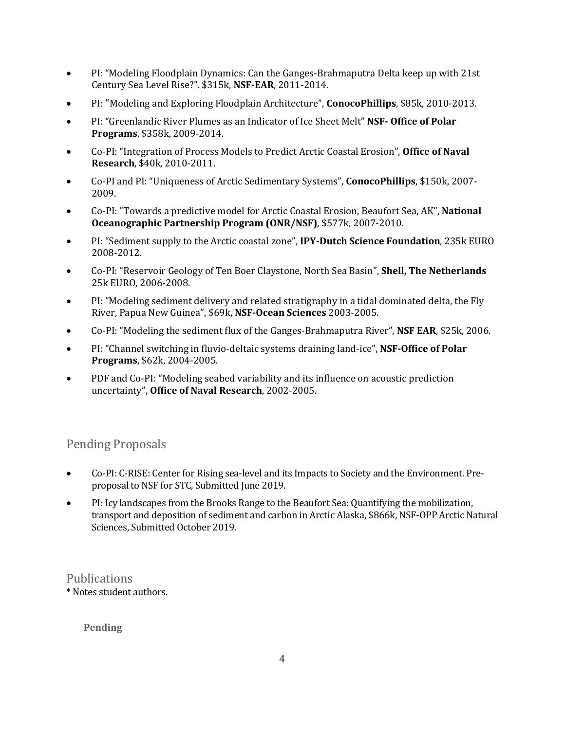- PI: "Modeling Floodplain Dynamics: Can the Ganges-Brahmaputra Delta keep up with 21st Century Sea Level Rise?". $315k, **NSF-EAR**, 2011-2014.
- PI: "Modeling and Exploring Floodplain Architecture", **ConocoPhillips**, $85k, 2010-2013.
- PI: "Greenlandic River Plumes as an Indicator of Ice Sheet Melt" **NSF- Office of Polar Programs**, $358k, 2009-2014.
- Co-PI: "Integration of Process Models to Predict Arctic Coastal Erosion", **Office of Naval Research**, $40k, 2010-2011.
- Co-PI and PI: "Uniqueness of Arctic Sedimentary Systems", **ConocoPhillips**, $150k, 2007-2009.
- Co-PI: "Towards a predictive model for Arctic Coastal Erosion, Beaufort Sea, AK", **National Oceanographic Partnership Program (ONR/NSF)**, $577k, 2007-2010.
- PI: "Sediment supply to the Arctic coastal zone", **IPY-Dutch Science Foundation**, 235k EURO 2008-2012.
- Co-PI: "Reservoir Geology of Ten Boer Claystone, North Sea Basin", **Shell, The Netherlands** 25k EURO, 2006-2008.
- PI: "Modeling sediment delivery and related stratigraphy in a tidal dominated delta, the Fly River, Papua New Guinea", $69k, **NSF-Ocean Sciences** 2003-2005.
- Co-PI: "Modeling the sediment flux of the Ganges-Brahmaputra River", **NSF EAR**, $25k, 2006.
- PI: "Channel switching in fluvio-deltaic systems draining land-ice", **NSF-Office of Polar Programs**, $62k, 2004-2005.
- PDF and Co-PI: "Modeling seabed variability and its influence on acoustic prediction uncertainty", **Office of Naval Research**, 2002-2005.

## Pending Proposals

- Co-PI: C-RISE: Center for Rising sea-level and its Impacts to Society and the Environment. Pre-proposal to NSF for STC, Submitted June 2019.
- PI: Icy landscapes from the Brooks Range to the Beaufort Sea: Quantifying the mobilization, transport and deposition of sediment and carbon in Arctic Alaska, $866k, NSF-OPP Arctic Natural Sciences, Submitted October 2019.

## Publications

* Notes student authors.

### Pending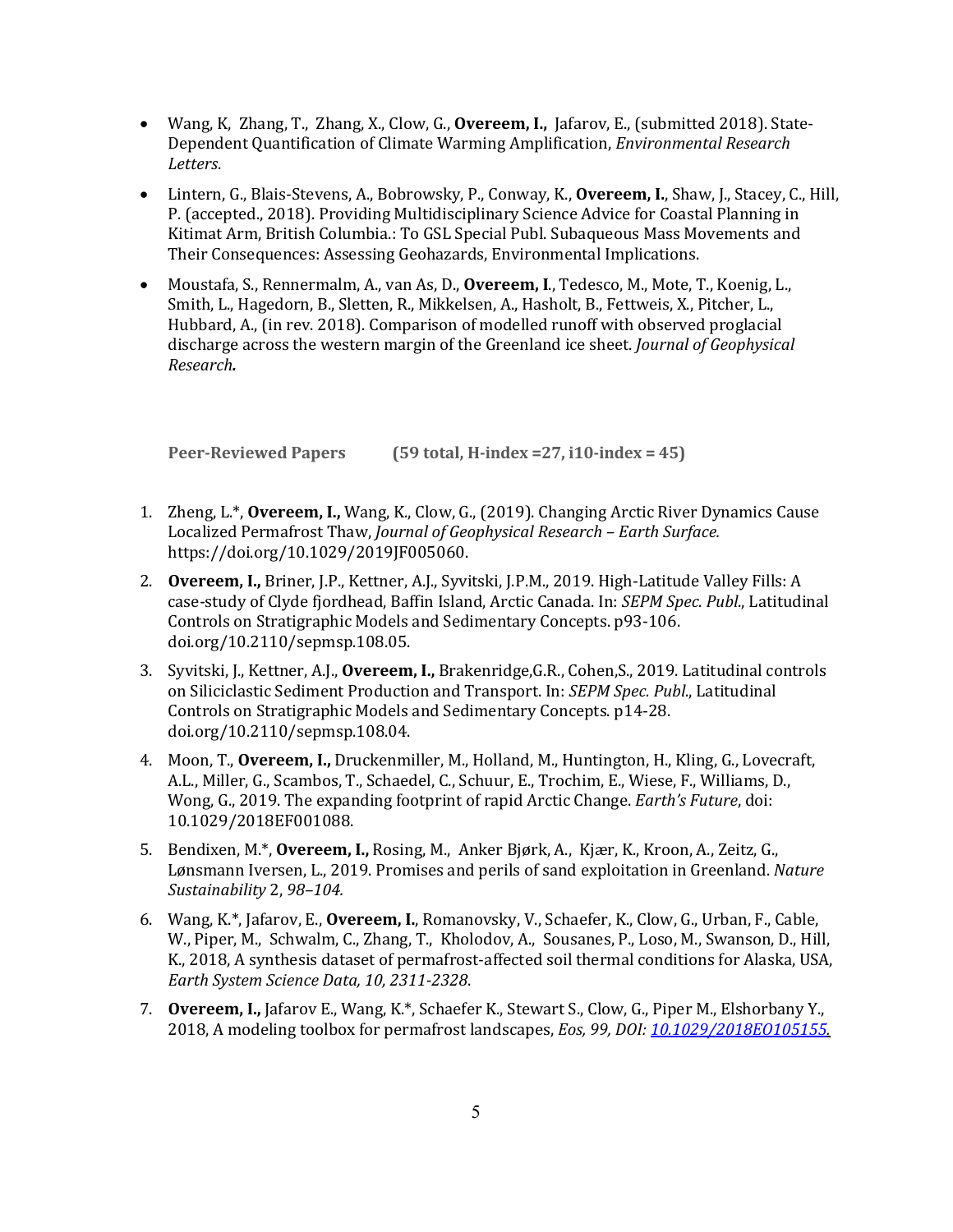- Wang, K, Zhang, T., Zhang, X., Clow, G., **Overeem, I.,** Jafarov, E., (submitted 2018). State-Dependent Quantification of Climate Warming Amplification, *Environmental Research Letters*.
- Lintern, G., Blais-Stevens, A., Bobrowsky, P., Conway, K., **Overeem, I.**, Shaw, J., Stacey, C., Hill, P. (accepted., 2018). Providing Multidisciplinary Science Advice for Coastal Planning in Kitimat Arm, British Columbia.: To GSL Special Publ. Subaqueous Mass Movements and Their Consequences: Assessing Geohazards, Environmental Implications.
- Moustafa, S., Rennermalm, A., van As, D., **Overeem, I**., Tedesco, M., Mote, T., Koenig, L., Smith, L., Hagedorn, B., Sletten, R., Mikkelsen, A., Hasholt, B., Fettweis, X., Pitcher, L., Hubbard, A., (in rev. 2018). Comparison of modelled runoff with observed proglacial discharge across the western margin of the Greenland ice sheet. *Journal of Geophysical Research.*

**Peer-Reviewed Papers (59 total, H-index =27, i10-index = 45)**

1. Zheng, L.*, **Overeem, I.,** Wang, K., Clow, G., (2019). Changing Arctic River Dynamics Cause Localized Permafrost Thaw, *Journal of Geophysical Research – Earth Surface.* https://doi.org/10.1029/2019JF005060.
2. **Overeem, I.,** Briner, J.P., Kettner, A.J., Syvitski, J.P.M., 2019. High-Latitude Valley Fills: A case-study of Clyde fjordhead, Baffin Island, Arctic Canada. In: *SEPM Spec. Publ*., Latitudinal Controls on Stratigraphic Models and Sedimentary Concepts. p93-106. doi.org/10.2110/sepmsp.108.05.
3. Syvitski, J., Kettner, A.J., **Overeem, I.,** Brakenridge,G.R., Cohen,S., 2019. Latitudinal controls on Siliciclastic Sediment Production and Transport. In: *SEPM Spec. Publ*., Latitudinal Controls on Stratigraphic Models and Sedimentary Concepts. p14-28. doi.org/10.2110/sepmsp.108.04.
4. Moon, T., **Overeem, I.,** Druckenmiller, M., Holland, M., Huntington, H., Kling, G., Lovecraft, A.L., Miller, G., Scambos, T., Schaedel, C., Schuur, E., Trochim, E., Wiese, F., Williams, D., Wong, G., 2019. The expanding footprint of rapid Arctic Change. *Earth's Future*, doi: 10.1029/2018EF001088.
5. Bendixen, M.*, **Overeem, I.,** Rosing, M., Anker Bjørk, A., Kjær, K., Kroon, A., Zeitz, G., Lønsmann Iversen, L., 2019. Promises and perils of sand exploitation in Greenland. *Nature Sustainability* 2, *98–104.*
6. Wang, K.*, Jafarov, E., **Overeem, I.**, Romanovsky, V., Schaefer, K., Clow, G., Urban, F., Cable, W., Piper, M., Schwalm, C., Zhang, T., Kholodov, A., Sousanes, P., Loso, M., Swanson, D., Hill, K., 2018, A synthesis dataset of permafrost-affected soil thermal conditions for Alaska, USA, *Earth System Science Data, 10, 2311-2328*.
7. **Overeem, I.,** Jafarov E., Wang, K.*, Schaefer K., Stewart S., Clow, G., Piper M., Elshorbany Y., 2018, A modeling toolbox for permafrost landscapes, *Eos, 99, DOI: 10.1029/2018EO105155.*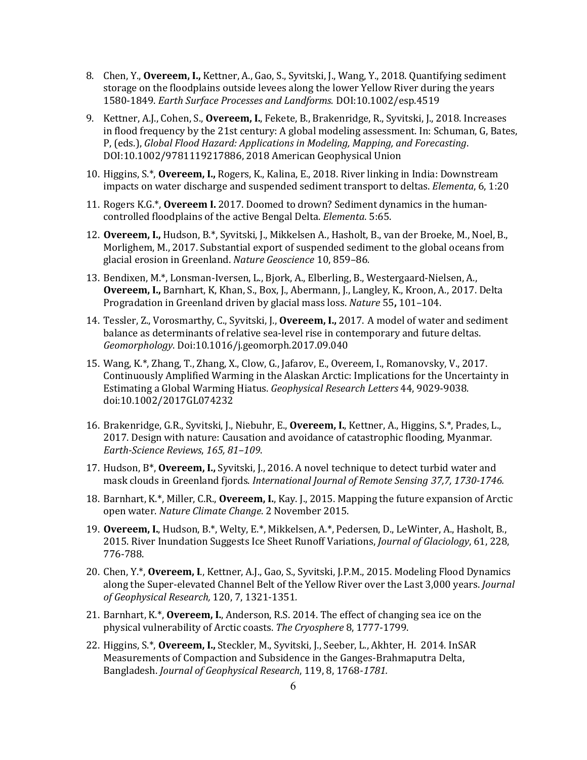8. Chen, Y., **Overeem, I.,** Kettner, A., Gao, S., Syvitski, J., Wang, Y., 2018. Quantifying sediment storage on the floodplains outside levees along the lower Yellow River during the years 1580-1849. *Earth Surface Processes and Landforms.* DOI:10.1002/esp.4519

9. Kettner, A.J., Cohen, S., **Overeem, I.**, Fekete, B., Brakenridge, R., Syvitski, J., 2018. Increases in flood frequency by the 21st century: A global modeling assessment. In: Schuman, G, Bates, P, (eds.), *Global Flood Hazard: Applications in Modeling, Mapping, and Forecasting*. DOI:10.1002/9781119217886, 2018 American Geophysical Union

10. Higgins, S.*, **Overeem, I.,** Rogers, K., Kalina, E., 2018. River linking in India: Downstream impacts on water discharge and suspended sediment transport to deltas. *Elementa*, 6, 1:20

11. Rogers K.G.*, **Overeem I.** 2017. Doomed to drown? Sediment dynamics in the human-controlled floodplains of the active Bengal Delta. *Elementa*. 5:65.

12. **Overeem, I.,** Hudson, B.*, Syvitski, J., Mikkelsen A., Hasholt, B., van der Broeke, M., Noel, B., Morlighem, M., 2017. Substantial export of suspended sediment to the global oceans from glacial erosion in Greenland. *Nature Geoscience* 10, 859–86.

13. Bendixen, M.*, Lonsman-Iversen, L., Bjork, A., Elberling, B., Westergaard-Nielsen, A., **Overeem, I.,** Barnhart, K, Khan, S., Box, J., Abermann, J., Langley, K., Kroon, A., 2017. Delta Progradation in Greenland driven by glacial mass loss. *Nature* 55**,** 101–104.

14. Tessler, Z., Vorosmarthy, C., Syvitski, J., **Overeem, I.,** 2017. A model of water and sediment balance as determinants of relative sea-level rise in contemporary and future deltas. *Geomorphology*. Doi:10.1016/j.geomorph.2017.09.040

15. Wang, K.*, Zhang, T., Zhang, X., Clow, G., Jafarov, E., Overeem, I., Romanovsky, V., 2017. Continuously Amplified Warming in the Alaskan Arctic: Implications for the Uncertainty in Estimating a Global Warming Hiatus. *Geophysical Research Letters* 44, 9029-9038. doi:10.1002/2017GL074232

16. Brakenridge, G.R., Syvitski, J., Niebuhr, E., **Overeem, I.**, Kettner, A., Higgins, S.*, Prades, L., 2017. Design with nature: Causation and avoidance of catastrophic flooding, Myanmar. *Earth-Science Reviews*, *165, 81–109*.

17. Hudson, B*, **Overeem, I.,** Syvitski, J., 2016. A novel technique to detect turbid water and mask clouds in Greenland fjords. *International Journal of Remote Sensing 37,7, 1730-1746.*

18. Barnhart, K.*, Miller, C.R., **Overeem, I.**, Kay. J., 2015. Mapping the future expansion of Arctic open water. *Nature Climate Change*. 2 November 2015.

19. **Overeem, I.**, Hudson, B.*, Welty, E.*, Mikkelsen, A.*, Pedersen, D., LeWinter, A., Hasholt, B., 2015. River Inundation Suggests Ice Sheet Runoff Variations, *Journal of Glaciology*, 61, 228, 776-788.

20. Chen, Y.*, **Overeem, I**., Kettner, A.J., Gao, S., Syvitski, J.P.M., 2015. Modeling Flood Dynamics along the Super-elevated Channel Belt of the Yellow River over the Last 3,000 years. *Journal of Geophysical Research,* 120, 7, 1321-1351*.*

21. Barnhart, K.*, **Overeem, I.**, Anderson, R.S. 2014. The effect of changing sea ice on the physical vulnerability of Arctic coasts. *The Cryosphere* 8, 1777-1799.

22. Higgins, S.*, **Overeem, I.,** Steckler, M., Syvitski, J., Seeber, L., Akhter, H. 2014. InSAR Measurements of Compaction and Subsidence in the Ganges-Brahmaputra Delta, Bangladesh. *Journal of Geophysical Research*, 119, 8, 1768-*1781.*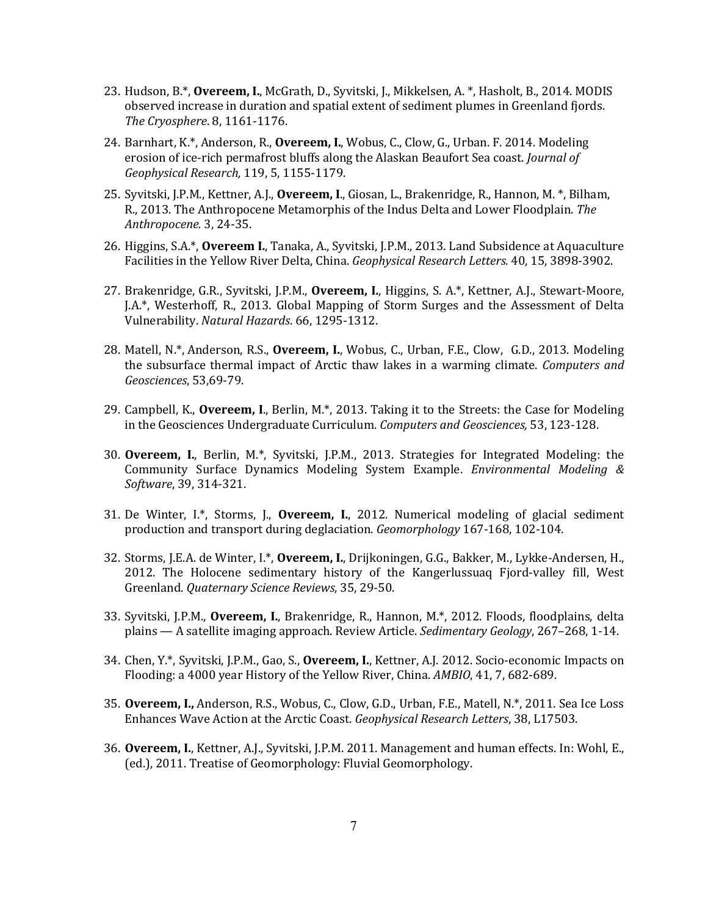23. Hudson, B.*, **Overeem, I.**, McGrath, D., Syvitski, J., Mikkelsen, A. *, Hasholt, B., 2014. MODIS observed increase in duration and spatial extent of sediment plumes in Greenland fjords. *The Cryosphere*. 8, 1161-1176.

24. Barnhart, K.*, Anderson, R., **Overeem, I.**, Wobus, C., Clow, G., Urban. F. 2014. Modeling erosion of ice-rich permafrost bluffs along the Alaskan Beaufort Sea coast. *Journal of Geophysical Research,* 119, 5, 1155-1179.

25. Syvitski, J.P.M., Kettner, A.J., **Overeem, I**., Giosan, L., Brakenridge, R., Hannon, M. *, Bilham, R., 2013. The Anthropocene Metamorphis of the Indus Delta and Lower Floodplain. *The Anthropocene.* 3, 24-35.

26. Higgins, S.A.*, **Overeem I.**, Tanaka, A., Syvitski, J.P.M., 2013. Land Subsidence at Aquaculture Facilities in the Yellow River Delta, China. *Geophysical Research Letters*. 40, 15, 3898-3902.

27. Brakenridge, G.R., Syvitski, J.P.M., **Overeem, I.**, Higgins, S. A.*, Kettner, A.J., Stewart-Moore, J.A.*, Westerhoff, R., 2013. Global Mapping of Storm Surges and the Assessment of Delta Vulnerability. *Natural Hazards*. 66, 1295-1312.

28. Matell, N.*, Anderson, R.S., **Overeem, I.**, Wobus, C., Urban, F.E., Clow, G.D., 2013. Modeling the subsurface thermal impact of Arctic thaw lakes in a warming climate. *Computers and Geosciences*, 53,69-79.

29. Campbell, K., **Overeem, I**., Berlin, M.*, 2013. Taking it to the Streets: the Case for Modeling in the Geosciences Undergraduate Curriculum. *Computers and Geosciences,* 53, 123-128.

30. **Overeem, I.**, Berlin, M.*, Syvitski, J.P.M., 2013. Strategies for Integrated Modeling: the Community Surface Dynamics Modeling System Example. *Environmental Modeling & Software*, 39, 314-321.

31. De Winter, I.*, Storms, J., **Overeem, I.**, 2012. Numerical modeling of glacial sediment production and transport during deglaciation. *Geomorphology* 167-168, 102-104.

32. Storms, J.E.A. de Winter, I.*, **Overeem, I.**, Drijkoningen, G.G., Bakker, M., Lykke-Andersen, H., 2012. The Holocene sedimentary history of the Kangerlussuaq Fjord-valley fill, West Greenland. *Quaternary Science Reviews*, 35, 29-50.

33. Syvitski, J.P.M., **Overeem, I.**, Brakenridge, R., Hannon, M.*, 2012. Floods, floodplains, delta plains — A satellite imaging approach. Review Article. *Sedimentary Geology*, 267–268, 1-14.

34. Chen, Y.*, Syvitski, J.P.M., Gao, S., **Overeem, I.**, Kettner, A.J. 2012. Socio-economic Impacts on Flooding: a 4000 year History of the Yellow River, China. *AMBIO*, 41, 7, 682-689.

35. **Overeem, I.,** Anderson, R.S., Wobus, C., Clow, G.D., Urban, F.E., Matell, N.*, 2011. Sea Ice Loss Enhances Wave Action at the Arctic Coast. *Geophysical Research Letters*, 38, L17503.

36. **Overeem, I.**, Kettner, A.J., Syvitski, J.P.M. 2011. Management and human effects. In: Wohl, E., (ed.), 2011. Treatise of Geomorphology: Fluvial Geomorphology.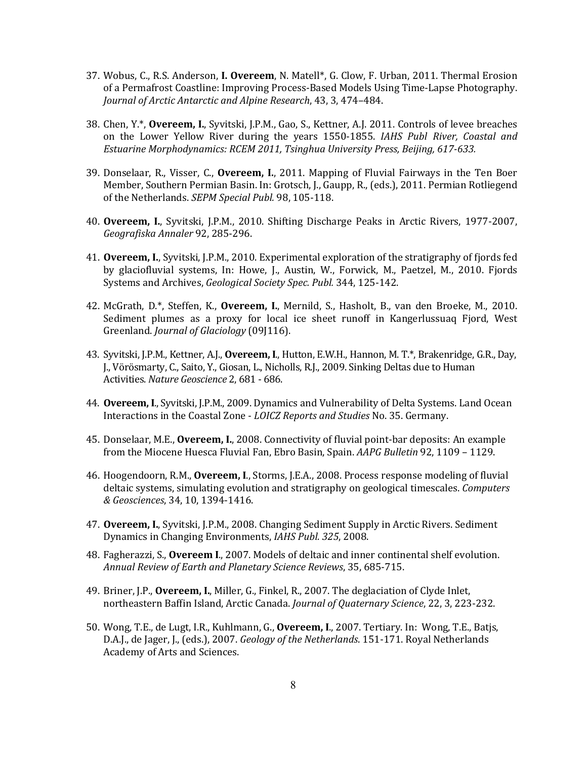37. Wobus, C., R.S. Anderson, **I. Overeem**, N. Matell*, G. Clow, F. Urban, 2011. Thermal Erosion of a Permafrost Coastline: Improving Process-Based Models Using Time-Lapse Photography. *Journal of Arctic Antarctic and Alpine Research*, 43, 3, 474–484.

38. Chen, Y.*, **Overeem, I.**, Syvitski, J.P.M., Gao, S., Kettner, A.J. 2011. Controls of levee breaches on the Lower Yellow River during the years 1550-1855. *IAHS Publ River, Coastal and Estuarine Morphodynamics: RCEM 2011, Tsinghua University Press, Beijing, 617-633.*

39. Donselaar, R., Visser, C., **Overeem, I.**, 2011. Mapping of Fluvial Fairways in the Ten Boer Member, Southern Permian Basin. In: Grotsch, J., Gaupp, R., (eds.), 2011. Permian Rotliegend of the Netherlands. *SEPM Special Publ.* 98, 105-118.

40. **Overeem, I.**, Syvitski, J.P.M., 2010. Shifting Discharge Peaks in Arctic Rivers, 1977-2007, *Geografiska Annaler* 92, 285-296.

41. **Overeem, I.**, Syvitski, J.P.M., 2010. Experimental exploration of the stratigraphy of fjords fed by glaciofluvial systems, In: Howe, J., Austin, W., Forwick, M., Paetzel, M., 2010. Fjords Systems and Archives, *Geological Society Spec. Publ.* 344, 125-142.

42. McGrath, D.*, Steffen, K., **Overeem, I.**, Mernild, S., Hasholt, B., van den Broeke, M., 2010. Sediment plumes as a proxy for local ice sheet runoff in Kangerlussuaq Fjord, West Greenland. *Journal of Glaciology* (09J116).

43. Syvitski, J.P.M., Kettner, A.J., **Overeem, I**., Hutton, E.W.H., Hannon, M. T.*, Brakenridge, G.R., Day, J., Vörösmarty, C., Saito, Y., Giosan, L., Nicholls, R.J., 2009. Sinking Deltas due to Human Activities. *Nature Geoscience* 2, 681 - 686.

44. **Overeem, I**., Syvitski, J.P.M., 2009. Dynamics and Vulnerability of Delta Systems. Land Ocean Interactions in the Coastal Zone - *LOICZ Reports and Studies* No. 35. Germany.

45. Donselaar, M.E., **Overeem, I.**, 2008. Connectivity of fluvial point-bar deposits: An example from the Miocene Huesca Fluvial Fan, Ebro Basin, Spain. *AAPG Bulletin* 92, 1109 – 1129.

46. Hoogendoorn, R.M., **Overeem, I**., Storms, J.E.A., 2008. Process response modeling of fluvial deltaic systems, simulating evolution and stratigraphy on geological timescales. *Computers & Geosciences*, 34, 10, 1394-1416.

47. **Overeem, I.**, Syvitski, J.P.M., 2008. Changing Sediment Supply in Arctic Rivers. Sediment Dynamics in Changing Environments, *IAHS Publ. 325*, 2008.

48. Fagherazzi, S., **Overeem I**., 2007. Models of deltaic and inner continental shelf evolution. *Annual Review of Earth and Planetary Science Reviews*, 35, 685-715.

49. Briner, J.P., **Overeem, I.**, Miller, G., Finkel, R., 2007. The deglaciation of Clyde Inlet, northeastern Baffin Island, Arctic Canada. *Journal of Quaternary Science*, 22, 3, 223-232.

50. Wong, T.E., de Lugt, I.R., Kuhlmann, G., **Overeem, I**., 2007. Tertiary. In: Wong, T.E., Batjs, D.A.J., de Jager, J., (eds.), 2007. *Geology of the Netherlands*. 151-171. Royal Netherlands Academy of Arts and Sciences.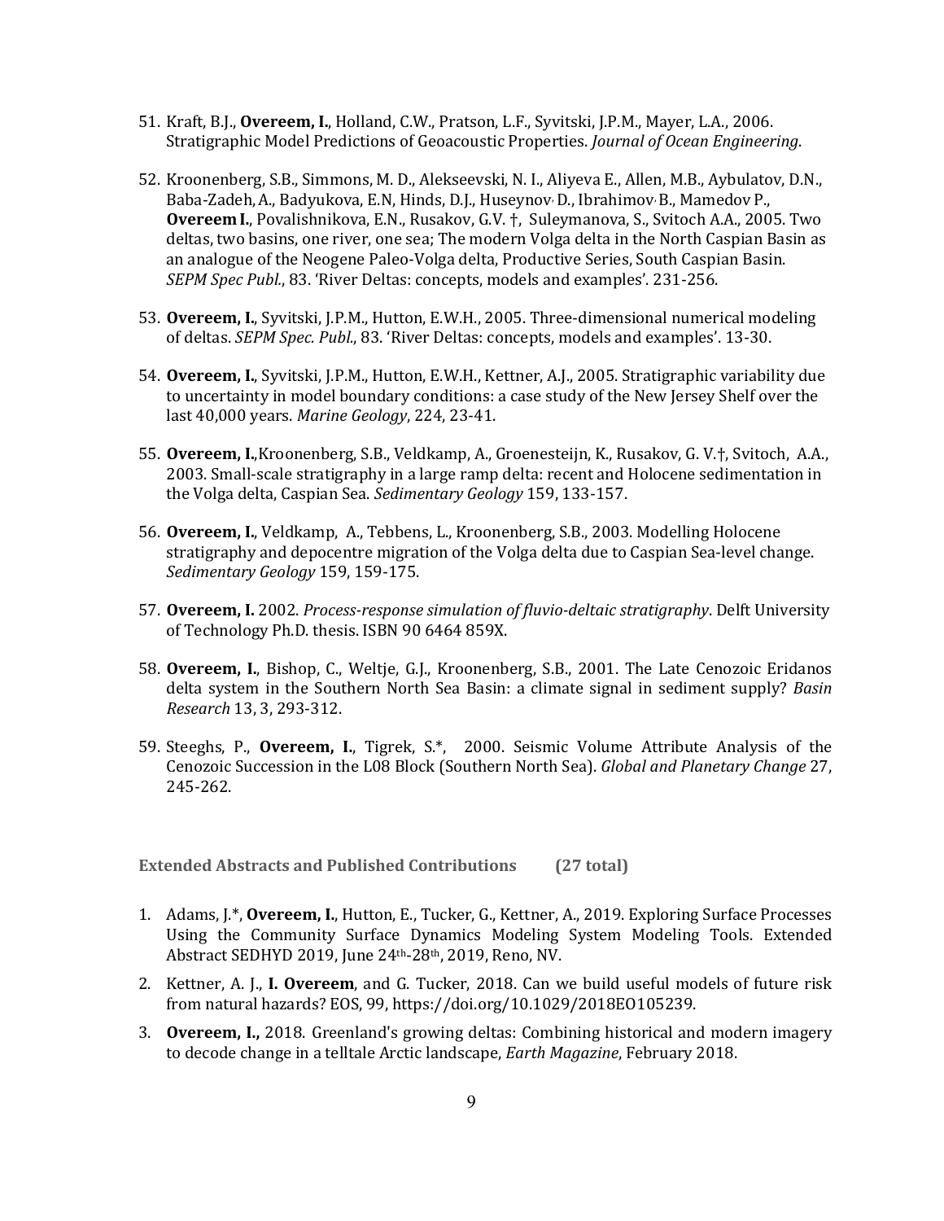51. Kraft, B.J., **Overeem, I.**, Holland, C.W., Pratson, L.F., Syvitski, J.P.M., Mayer, L.A., 2006. Stratigraphic Model Predictions of Geoacoustic Properties. *Journal of Ocean Engineering*.

52. Kroonenberg, S.B., Simmons, M. D., Alekseevski, N. I., Aliyeva E., Allen, M.B., Aybulatov, D.N., Baba-Zadeh, A., Badyukova, E.N, Hinds, D.J., Huseynov, D., Ibrahimov, B., Mamedov P., **Overeem I.**, Povalishnikova, E.N., Rusakov, G.V. †, Suleymanova, S., Svitoch A.A., 2005. Two deltas, two basins, one river, one sea; The modern Volga delta in the North Caspian Basin as an analogue of the Neogene Paleo-Volga delta, Productive Series, South Caspian Basin. *SEPM Spec Publ.*, 83. 'River Deltas: concepts, models and examples'. 231-256.

53. **Overeem, I.**, Syvitski, J.P.M., Hutton, E.W.H., 2005. Three-dimensional numerical modeling of deltas. *SEPM Spec. Publ.*, 83. 'River Deltas: concepts, models and examples'. 13-30.

54. **Overeem, I.**, Syvitski, J.P.M., Hutton, E.W.H., Kettner, A.J., 2005. Stratigraphic variability due to uncertainty in model boundary conditions: a case study of the New Jersey Shelf over the last 40,000 years. *Marine Geology*, 224, 23-41.

55. **Overeem, I.**, Kroonenberg, S.B., Veldkamp, A., Groenesteijn, K., Rusakov, G. V.†, Svitoch, A.A., 2003. Small-scale stratigraphy in a large ramp delta: recent and Holocene sedimentation in the Volga delta, Caspian Sea. *Sedimentary Geology* 159, 133-157.

56. **Overeem, I.**, Veldkamp, A., Tebbens, L., Kroonenberg, S.B., 2003. Modelling Holocene stratigraphy and depocentre migration of the Volga delta due to Caspian Sea-level change. *Sedimentary Geology* 159, 159-175.

57. **Overeem, I.** 2002. *Process-response simulation of fluvio-deltaic stratigraphy*. Delft University of Technology Ph.D. thesis. ISBN 90 6464 859X.

58. **Overeem, I.**, Bishop, C., Weltje, G.J., Kroonenberg, S.B., 2001. The Late Cenozoic Eridanos delta system in the Southern North Sea Basin: a climate signal in sediment supply? *Basin Research* 13, 3, 293-312.

59. Steeghs, P., **Overeem, I.**, Tigrek, S.*, 2000. Seismic Volume Attribute Analysis of the Cenozoic Succession in the L08 Block (Southern North Sea). *Global and Planetary Change* 27, 245-262.

## Extended Abstracts and Published Contributions (27 total)

1. Adams, J.*, **Overeem, I.**, Hutton, E., Tucker, G., Kettner, A., 2019. Exploring Surface Processes Using the Community Surface Dynamics Modeling System Modeling Tools. Extended Abstract SEDHYD 2019, June 24th-28th, 2019, Reno, NV.

2. Kettner, A. J., **I. Overeem**, and G. Tucker, 2018. Can we build useful models of future risk from natural hazards? EOS, 99, https://doi.org/10.1029/2018EO105239.

3. **Overeem, I.**, 2018. Greenland's growing deltas: Combining historical and modern imagery to decode change in a telltale Arctic landscape, *Earth Magazine*, February 2018.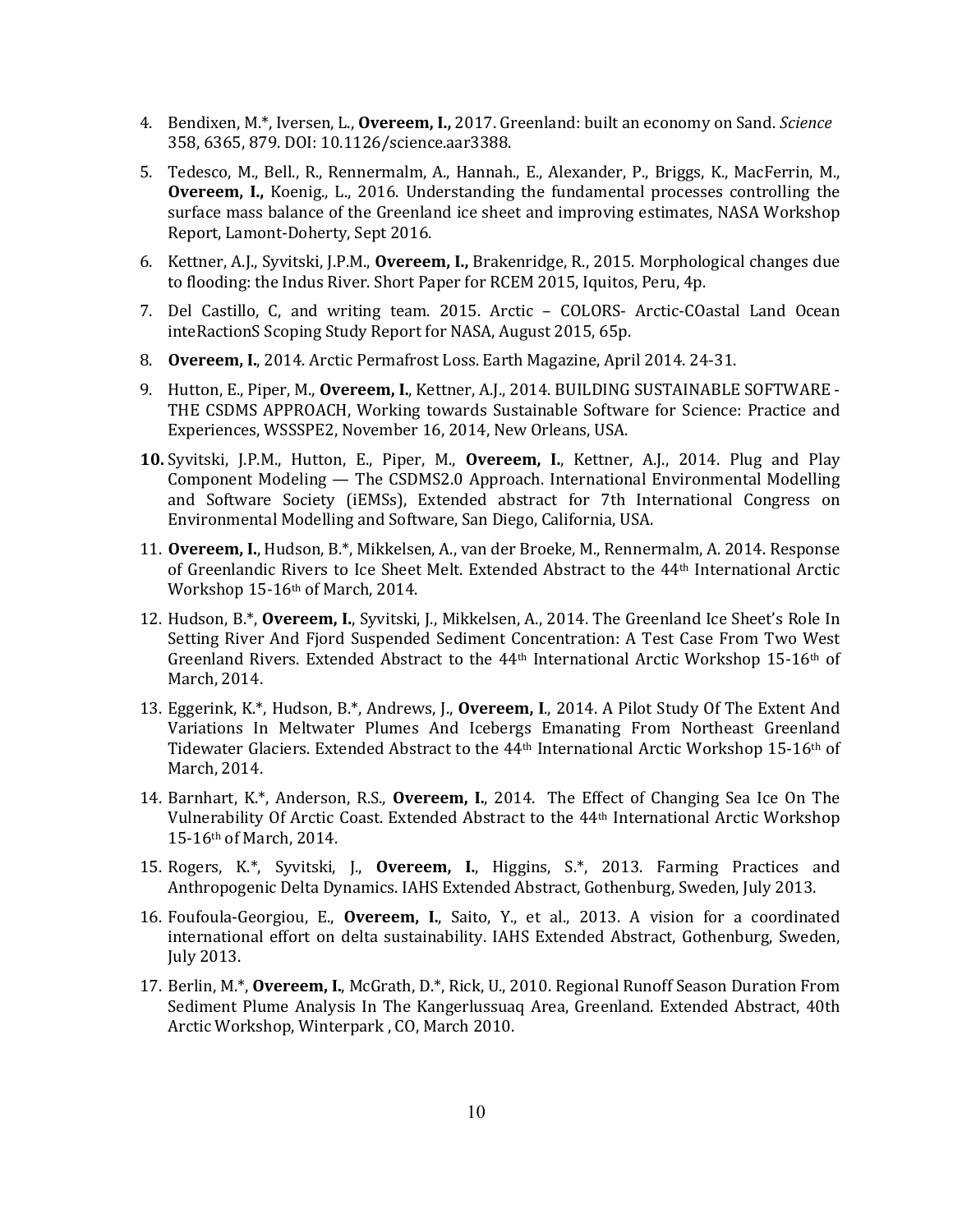4. Bendixen, M.*, Iversen, L., **Overeem, I.,** 2017. Greenland: built an economy on Sand. *Science* 358, 6365, 879. DOI: 10.1126/science.aar3388.

5. Tedesco, M., Bell., R., Rennermalm, A., Hannah., E., Alexander, P., Briggs, K., MacFerrin, M., **Overeem, I.,** Koenig., L., 2016. Understanding the fundamental processes controlling the surface mass balance of the Greenland ice sheet and improving estimates, NASA Workshop Report, Lamont-Doherty, Sept 2016.

6. Kettner, A.J., Syvitski, J.P.M., **Overeem, I.,** Brakenridge, R., 2015. Morphological changes due to flooding: the Indus River. Short Paper for RCEM 2015, Iquitos, Peru, 4p.

7. Del Castillo, C, and writing team. 2015. Arctic – COLORS- Arctic-COastal Land Ocean inteRactionS Scoping Study Report for NASA, August 2015, 65p.

8. **Overeem, I.**, 2014. Arctic Permafrost Loss. Earth Magazine, April 2014. 24-31.

9. Hutton, E., Piper, M., **Overeem, I.**, Kettner, A.J., 2014. BUILDING SUSTAINABLE SOFTWARE - THE CSDMS APPROACH, Working towards Sustainable Software for Science: Practice and Experiences, WSSSPE2, November 16, 2014, New Orleans, USA.

10. Syvitski, J.P.M., Hutton, E., Piper, M., **Overeem, I.**, Kettner, A.J., 2014. Plug and Play Component Modeling — The CSDMS2.0 Approach. International Environmental Modelling and Software Society (iEMSs), Extended abstract for 7th International Congress on Environmental Modelling and Software, San Diego, California, USA.

11. **Overeem, I.**, Hudson, B.*, Mikkelsen, A., van der Broeke, M., Rennermalm, A. 2014. Response of Greenlandic Rivers to Ice Sheet Melt. Extended Abstract to the 44th International Arctic Workshop 15-16th of March, 2014.

12. Hudson, B.*, **Overeem, I.**, Syvitski, J., Mikkelsen, A., 2014. The Greenland Ice Sheet's Role In Setting River And Fjord Suspended Sediment Concentration: A Test Case From Two West Greenland Rivers. Extended Abstract to the 44th International Arctic Workshop 15-16th of March, 2014.

13. Eggerink, K.*, Hudson, B.*, Andrews, J., **Overeem, I**., 2014. A Pilot Study Of The Extent And Variations In Meltwater Plumes And Icebergs Emanating From Northeast Greenland Tidewater Glaciers. Extended Abstract to the 44th International Arctic Workshop 15-16th of March, 2014.

14. Barnhart, K.*, Anderson, R.S., **Overeem, I.**, 2014. The Effect of Changing Sea Ice On The Vulnerability Of Arctic Coast. Extended Abstract to the 44th International Arctic Workshop 15-16th of March, 2014.

15. Rogers, K.*, Syvitski, J., **Overeem, I.**, Higgins, S.*, 2013. Farming Practices and Anthropogenic Delta Dynamics. IAHS Extended Abstract, Gothenburg, Sweden, July 2013.

16. Foufoula-Georgiou, E., **Overeem, I.**, Saito, Y., et al., 2013. A vision for a coordinated international effort on delta sustainability. IAHS Extended Abstract, Gothenburg, Sweden, July 2013.

17. Berlin, M.*, **Overeem, I.**, McGrath, D.*, Rick, U., 2010. Regional Runoff Season Duration From Sediment Plume Analysis In The Kangerlussuaq Area, Greenland. Extended Abstract, 40th Arctic Workshop, Winterpark , CO, March 2010.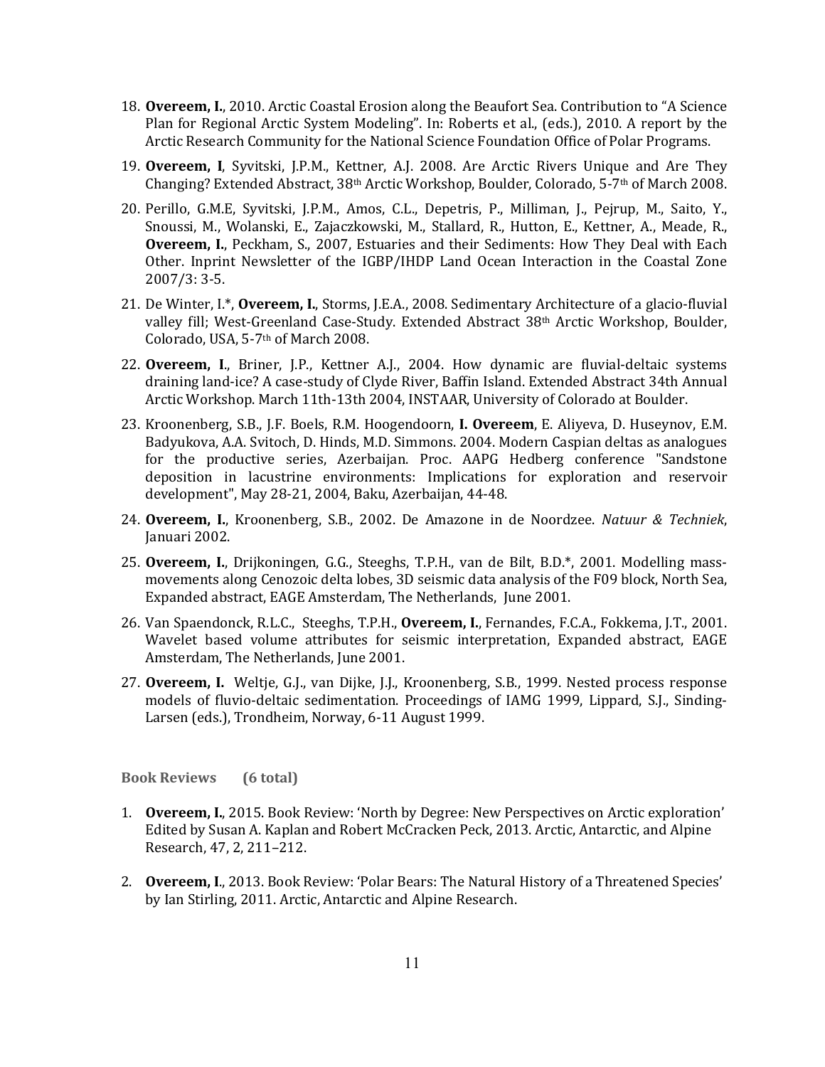18. **Overeem, I.**, 2010. Arctic Coastal Erosion along the Beaufort Sea. Contribution to "A Science Plan for Regional Arctic System Modeling". In: Roberts et al., (eds.), 2010. A report by the Arctic Research Community for the National Science Foundation Office of Polar Programs.

19. **Overeem, I**, Syvitski, J.P.M., Kettner, A.J. 2008. Are Arctic Rivers Unique and Are They Changing? Extended Abstract, 38th Arctic Workshop, Boulder, Colorado, 5-7th of March 2008.

20. Perillo, G.M.E, Syvitski, J.P.M., Amos, C.L., Depetris, P., Milliman, J., Pejrup, M., Saito, Y., Snoussi, M., Wolanski, E., Zajaczkowski, M., Stallard, R., Hutton, E., Kettner, A., Meade, R., **Overeem, I.**, Peckham, S., 2007, Estuaries and their Sediments: How They Deal with Each Other. Inprint Newsletter of the IGBP/IHDP Land Ocean Interaction in the Coastal Zone 2007/3: 3-5.

21. De Winter, I.*, **Overeem, I.**, Storms, J.E.A., 2008. Sedimentary Architecture of a glacio-fluvial valley fill; West-Greenland Case-Study. Extended Abstract 38th Arctic Workshop, Boulder, Colorado, USA, 5-7th of March 2008.

22. **Overeem, I**., Briner, J.P., Kettner A.J., 2004. How dynamic are fluvial-deltaic systems draining land-ice? A case-study of Clyde River, Baffin Island. Extended Abstract 34th Annual Arctic Workshop. March 11th-13th 2004, INSTAAR, University of Colorado at Boulder.

23. Kroonenberg, S.B., J.F. Boels, R.M. Hoogendoorn, **I. Overeem**, E. Aliyeva, D. Huseynov, E.M. Badyukova, A.A. Svitoch, D. Hinds, M.D. Simmons. 2004. Modern Caspian deltas as analogues for the productive series, Azerbaijan. Proc. AAPG Hedberg conference "Sandstone deposition in lacustrine environments: Implications for exploration and reservoir development", May 28-21, 2004, Baku, Azerbaijan, 44-48.

24. **Overeem, I.**, Kroonenberg, S.B., 2002. De Amazone in de Noordzee. *Natuur & Techniek*, Januari 2002.

25. **Overeem, I.**, Drijkoningen, G.G., Steeghs, T.P.H., van de Bilt, B.D.*, 2001. Modelling mass-movements along Cenozoic delta lobes, 3D seismic data analysis of the F09 block, North Sea, Expanded abstract, EAGE Amsterdam, The Netherlands, June 2001.

26. Van Spaendonck, R.L.C., Steeghs, T.P.H., **Overeem, I.**, Fernandes, F.C.A., Fokkema, J.T., 2001. Wavelet based volume attributes for seismic interpretation, Expanded abstract, EAGE Amsterdam, The Netherlands, June 2001.

27. **Overeem, I.** Weltje, G.J., van Dijke, J.J., Kroonenberg, S.B., 1999. Nested process response models of fluvio-deltaic sedimentation. Proceedings of IAMG 1999, Lippard, S.J., Sinding-Larsen (eds.), Trondheim, Norway, 6-11 August 1999.

**Book Reviews (6 total)**

1. **Overeem, I.**, 2015. Book Review: 'North by Degree: New Perspectives on Arctic exploration' Edited by Susan A. Kaplan and Robert McCracken Peck, 2013. Arctic, Antarctic, and Alpine Research, 47, 2, 211–212.

2. **Overeem, I**., 2013. Book Review: 'Polar Bears: The Natural History of a Threatened Species' by Ian Stirling, 2011. Arctic, Antarctic and Alpine Research.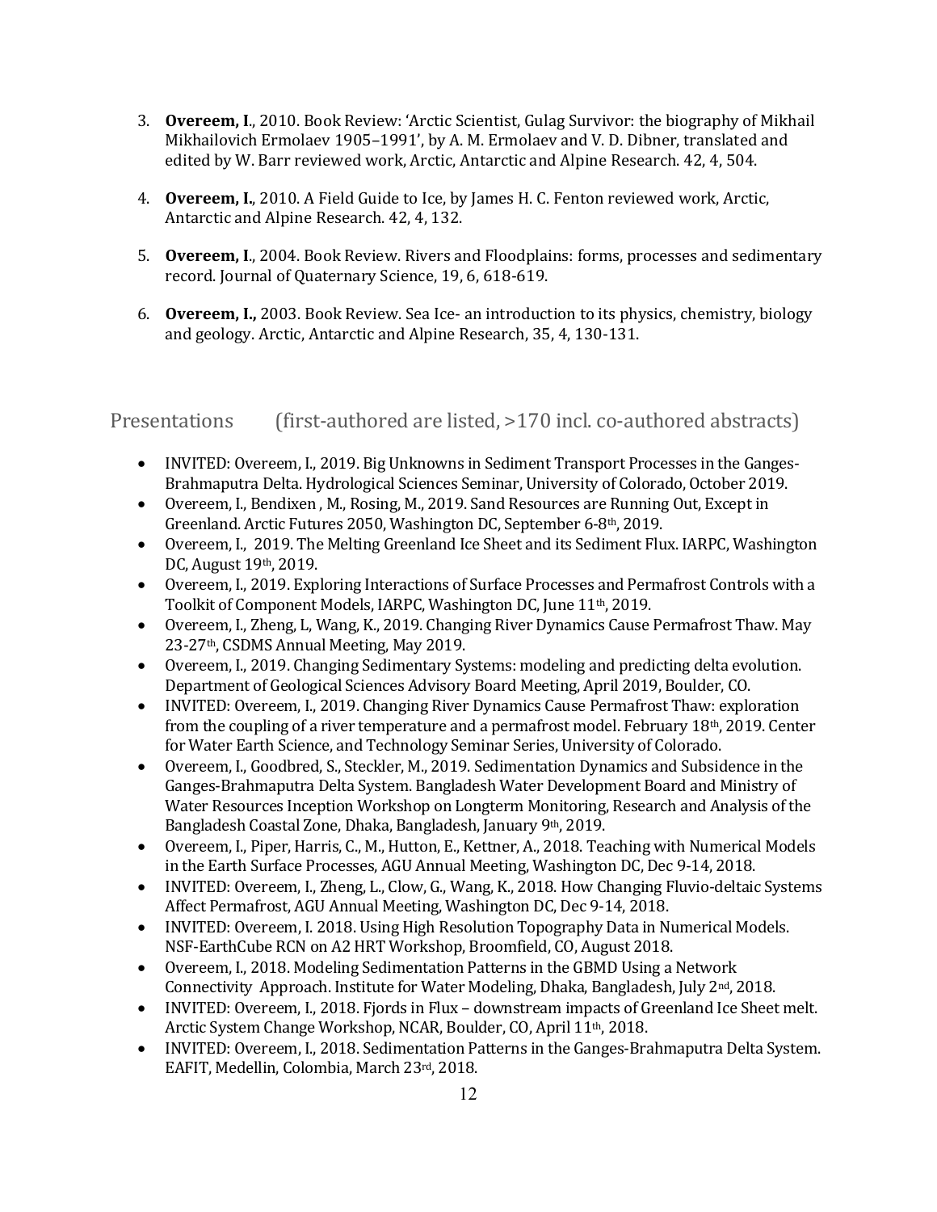3. **Overeem, I**., 2010. Book Review: 'Arctic Scientist, Gulag Survivor: the biography of Mikhail Mikhailovich Ermolaev 1905–1991', by A. M. Ermolaev and V. D. Dibner, translated and edited by W. Barr reviewed work, Arctic, Antarctic and Alpine Research. 42, 4, 504.

4. **Overeem, I.**, 2010. A Field Guide to Ice, by James H. C. Fenton reviewed work, Arctic, Antarctic and Alpine Research. 42, 4, 132.

5. **Overeem, I**., 2004. Book Review. Rivers and Floodplains: forms, processes and sedimentary record. Journal of Quaternary Science, 19, 6, 618-619.

6. **Overeem, I.,** 2003. Book Review. Sea Ice- an introduction to its physics, chemistry, biology and geology. Arctic, Antarctic and Alpine Research, 35, 4, 130-131.

## Presentations (first-authored are listed, >170 incl. co-authored abstracts)

- INVITED: Overeem, I., 2019. Big Unknowns in Sediment Transport Processes in the Ganges-Brahmaputra Delta. Hydrological Sciences Seminar, University of Colorado, October 2019.
- Overeem, I., Bendixen , M., Rosing, M., 2019. Sand Resources are Running Out, Except in Greenland. Arctic Futures 2050, Washington DC, September 6-8th, 2019.
- Overeem, I., 2019. The Melting Greenland Ice Sheet and its Sediment Flux. IARPC, Washington DC, August 19th, 2019.
- Overeem, I., 2019. Exploring Interactions of Surface Processes and Permafrost Controls with a Toolkit of Component Models, IARPC, Washington DC, June 11th, 2019.
- Overeem, I., Zheng, L, Wang, K., 2019. Changing River Dynamics Cause Permafrost Thaw. May 23-27th, CSDMS Annual Meeting, May 2019.
- Overeem, I., 2019. Changing Sedimentary Systems: modeling and predicting delta evolution. Department of Geological Sciences Advisory Board Meeting, April 2019, Boulder, CO.
- INVITED: Overeem, I., 2019. Changing River Dynamics Cause Permafrost Thaw: exploration from the coupling of a river temperature and a permafrost model. February 18th, 2019. Center for Water Earth Science, and Technology Seminar Series, University of Colorado.
- Overeem, I., Goodbred, S., Steckler, M., 2019. Sedimentation Dynamics and Subsidence in the Ganges-Brahmaputra Delta System. Bangladesh Water Development Board and Ministry of Water Resources Inception Workshop on Longterm Monitoring, Research and Analysis of the Bangladesh Coastal Zone, Dhaka, Bangladesh, January 9th, 2019.
- Overeem, I., Piper, Harris, C., M., Hutton, E., Kettner, A., 2018. Teaching with Numerical Models in the Earth Surface Processes, AGU Annual Meeting, Washington DC, Dec 9-14, 2018.
- INVITED: Overeem, I., Zheng, L., Clow, G., Wang, K., 2018. How Changing Fluvio-deltaic Systems Affect Permafrost, AGU Annual Meeting, Washington DC, Dec 9-14, 2018.
- INVITED: Overeem, I. 2018. Using High Resolution Topography Data in Numerical Models. NSF-EarthCube RCN on A2 HRT Workshop, Broomfield, CO, August 2018.
- Overeem, I., 2018. Modeling Sedimentation Patterns in the GBMD Using a Network Connectivity Approach. Institute for Water Modeling, Dhaka, Bangladesh, July 2nd, 2018.
- INVITED: Overeem, I., 2018. Fjords in Flux – downstream impacts of Greenland Ice Sheet melt. Arctic System Change Workshop, NCAR, Boulder, CO, April 11th, 2018.
- INVITED: Overeem, I., 2018. Sedimentation Patterns in the Ganges-Brahmaputra Delta System. EAFIT, Medellin, Colombia, March 23rd, 2018.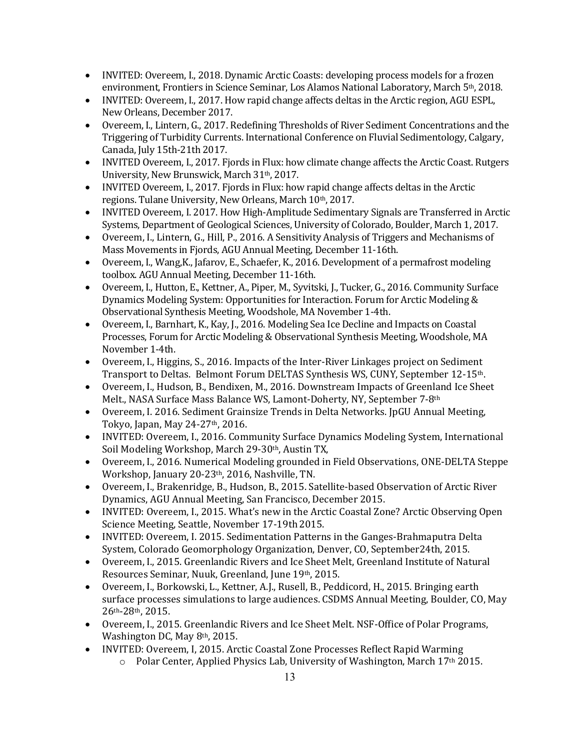- INVITED: Overeem, I., 2018. Dynamic Arctic Coasts: developing process models for a frozen environment, Frontiers in Science Seminar, Los Alamos National Laboratory, March 5th, 2018.
- INVITED: Overeem, I., 2017. How rapid change affects deltas in the Arctic region, AGU ESPL, New Orleans, December 2017.
- Overeem, I., Lintern, G., 2017. Redefining Thresholds of River Sediment Concentrations and the Triggering of Turbidity Currents. International Conference on Fluvial Sedimentology, Calgary, Canada, July 15th-21th 2017.
- INVITED Overeem, I., 2017. Fjords in Flux: how climate change affects the Arctic Coast. Rutgers University, New Brunswick, March 31th, 2017.
- INVITED Overeem, I., 2017. Fjords in Flux: how rapid change affects deltas in the Arctic regions. Tulane University, New Orleans, March 10th, 2017.
- INVITED Overeem, I. 2017. How High-Amplitude Sedimentary Signals are Transferred in Arctic Systems, Department of Geological Sciences, University of Colorado, Boulder, March 1, 2017.
- Overeem, I., Lintern, G., Hill, P., 2016. A Sensitivity Analysis of Triggers and Mechanisms of Mass Movements in Fjords, AGU Annual Meeting, December 11-16th.
- Overeem, I., Wang,K., Jafarov, E., Schaefer, K., 2016. Development of a permafrost modeling toolbox. AGU Annual Meeting, December 11-16th.
- Overeem, I., Hutton, E., Kettner, A., Piper, M., Syvitski, J., Tucker, G., 2016. Community Surface Dynamics Modeling System: Opportunities for Interaction. Forum for Arctic Modeling & Observational Synthesis Meeting, Woodshole, MA November 1-4th.
- Overeem, I., Barnhart, K., Kay, J., 2016. Modeling Sea Ice Decline and Impacts on Coastal Processes, Forum for Arctic Modeling & Observational Synthesis Meeting, Woodshole, MA November 1-4th.
- Overeem, I., Higgins, S., 2016. Impacts of the Inter-River Linkages project on Sediment Transport to Deltas. Belmont Forum DELTAS Synthesis WS, CUNY, September 12-15th.
- Overeem, I., Hudson, B., Bendixen, M., 2016. Downstream Impacts of Greenland Ice Sheet Melt., NASA Surface Mass Balance WS, Lamont-Doherty, NY, September 7-8th
- Overeem, I. 2016. Sediment Grainsize Trends in Delta Networks. JpGU Annual Meeting, Tokyo, Japan, May 24-27th, 2016.
- INVITED: Overeem, I., 2016. Community Surface Dynamics Modeling System, International Soil Modeling Workshop, March 29-30th, Austin TX,
- Overeem, I., 2016. Numerical Modeling grounded in Field Observations, ONE-DELTA Steppe Workshop, January 20-23th, 2016, Nashville, TN.
- Overeem, I., Brakenridge, B., Hudson, B., 2015. Satellite-based Observation of Arctic River Dynamics, AGU Annual Meeting, San Francisco, December 2015.
- INVITED: Overeem, I., 2015. What's new in the Arctic Coastal Zone? Arctic Observing Open Science Meeting, Seattle, November 17-19th 2015.
- INVITED: Overeem, I. 2015. Sedimentation Patterns in the Ganges-Brahmaputra Delta System, Colorado Geomorphology Organization, Denver, CO, September24th, 2015.
- Overeem, I., 2015. Greenlandic Rivers and Ice Sheet Melt, Greenland Institute of Natural Resources Seminar, Nuuk, Greenland, June 19th, 2015.
- Overeem, I., Borkowski, L., Kettner, A.J., Russell, B., Peddicord, H., 2015. Bringing earth surface processes simulations to large audiences. CSDMS Annual Meeting, Boulder, CO, May 26th-28th, 2015.
- Overeem, I., 2015. Greenlandic Rivers and Ice Sheet Melt. NSF-Office of Polar Programs, Washington DC, May 8th, 2015.
- INVITED: Overeem, I, 2015. Arctic Coastal Zone Processes Reflect Rapid Warming
  - Polar Center, Applied Physics Lab, University of Washington, March 17th 2015.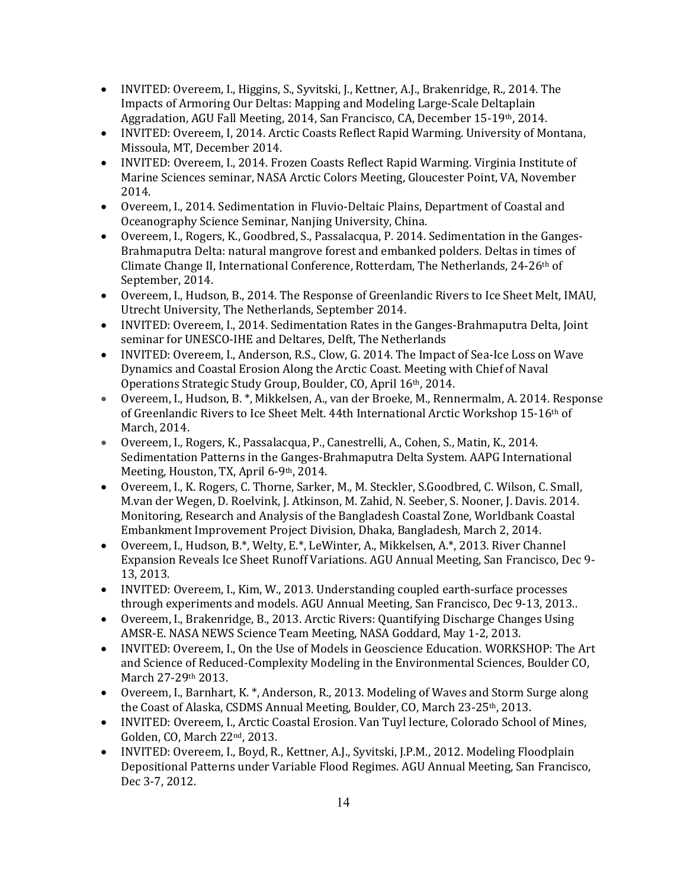- INVITED: Overeem, I., Higgins, S., Syvitski, J., Kettner, A.J., Brakenridge, R., 2014. The Impacts of Armoring Our Deltas: Mapping and Modeling Large-Scale Deltaplain Aggradation, AGU Fall Meeting, 2014, San Francisco, CA, December 15-19th, 2014.
- INVITED: Overeem, I, 2014. Arctic Coasts Reflect Rapid Warming. University of Montana, Missoula, MT, December 2014.
- INVITED: Overeem, I., 2014. Frozen Coasts Reflect Rapid Warming. Virginia Institute of Marine Sciences seminar, NASA Arctic Colors Meeting, Gloucester Point, VA, November 2014.
- Overeem, I., 2014. Sedimentation in Fluvio-Deltaic Plains, Department of Coastal and Oceanography Science Seminar, Nanjing University, China.
- Overeem, I., Rogers, K., Goodbred, S., Passalacqua, P. 2014. Sedimentation in the Ganges-Brahmaputra Delta: natural mangrove forest and embanked polders. Deltas in times of Climate Change II, International Conference, Rotterdam, The Netherlands, 24-26th of September, 2014.
- Overeem, I., Hudson, B., 2014. The Response of Greenlandic Rivers to Ice Sheet Melt, IMAU, Utrecht University, The Netherlands, September 2014.
- INVITED: Overeem, I., 2014. Sedimentation Rates in the Ganges-Brahmaputra Delta, Joint seminar for UNESCO-IHE and Deltares, Delft, The Netherlands
- INVITED: Overeem, I., Anderson, R.S., Clow, G. 2014. The Impact of Sea-Ice Loss on Wave Dynamics and Coastal Erosion Along the Arctic Coast. Meeting with Chief of Naval Operations Strategic Study Group, Boulder, CO, April 16th, 2014.
- Overeem, I., Hudson, B. *, Mikkelsen, A., van der Broeke, M., Rennermalm, A. 2014. Response of Greenlandic Rivers to Ice Sheet Melt. 44th International Arctic Workshop 15-16th of March, 2014.
- Overeem, I., Rogers, K., Passalacqua, P., Canestrelli, A., Cohen, S., Matin, K., 2014. Sedimentation Patterns in the Ganges-Brahmaputra Delta System. AAPG International Meeting, Houston, TX, April 6-9th, 2014.
- Overeem, I., K. Rogers, C. Thorne, Sarker, M., M. Steckler, S.Goodbred, C. Wilson, C. Small, M.van der Wegen, D. Roelvink, J. Atkinson, M. Zahid, N. Seeber, S. Nooner, J. Davis. 2014. Monitoring, Research and Analysis of the Bangladesh Coastal Zone, Worldbank Coastal Embankment Improvement Project Division, Dhaka, Bangladesh, March 2, 2014.
- Overeem, I., Hudson, B.*, Welty, E.*, LeWinter, A., Mikkelsen, A.*, 2013. River Channel Expansion Reveals Ice Sheet Runoff Variations. AGU Annual Meeting, San Francisco, Dec 9-13, 2013.
- INVITED: Overeem, I., Kim, W., 2013. Understanding coupled earth-surface processes through experiments and models. AGU Annual Meeting, San Francisco, Dec 9-13, 2013..
- Overeem, I., Brakenridge, B., 2013. Arctic Rivers: Quantifying Discharge Changes Using AMSR-E. NASA NEWS Science Team Meeting, NASA Goddard, May 1-2, 2013.
- INVITED: Overeem, I., On the Use of Models in Geoscience Education. WORKSHOP: The Art and Science of Reduced-Complexity Modeling in the Environmental Sciences, Boulder CO, March 27-29th 2013.
- Overeem, I., Barnhart, K. *, Anderson, R., 2013. Modeling of Waves and Storm Surge along the Coast of Alaska, CSDMS Annual Meeting, Boulder, CO, March 23-25th, 2013.
- INVITED: Overeem, I., Arctic Coastal Erosion. Van Tuyl lecture, Colorado School of Mines, Golden, CO, March 22nd, 2013.
- INVITED: Overeem, I., Boyd, R., Kettner, A.J., Syvitski, J.P.M., 2012. Modeling Floodplain Depositional Patterns under Variable Flood Regimes. AGU Annual Meeting, San Francisco, Dec 3-7, 2012.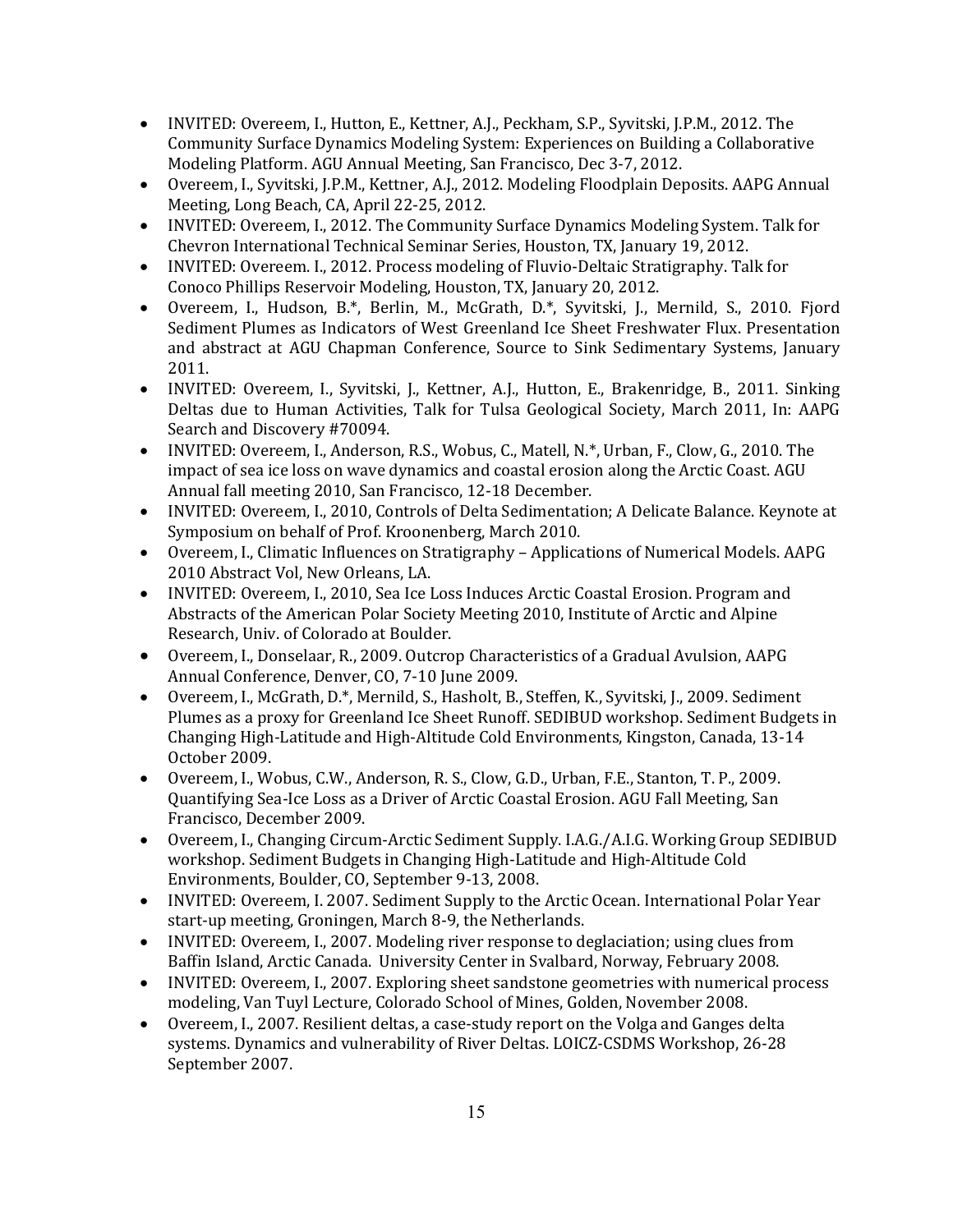- INVITED: Overeem, I., Hutton, E., Kettner, A.J., Peckham, S.P., Syvitski, J.P.M., 2012. The Community Surface Dynamics Modeling System: Experiences on Building a Collaborative Modeling Platform. AGU Annual Meeting, San Francisco, Dec 3-7, 2012.
- Overeem, I., Syvitski, J.P.M., Kettner, A.J., 2012. Modeling Floodplain Deposits. AAPG Annual Meeting, Long Beach, CA, April 22-25, 2012.
- INVITED: Overeem, I., 2012. The Community Surface Dynamics Modeling System. Talk for Chevron International Technical Seminar Series, Houston, TX, January 19, 2012.
- INVITED: Overeem. I., 2012. Process modeling of Fluvio-Deltaic Stratigraphy. Talk for Conoco Phillips Reservoir Modeling, Houston, TX, January 20, 2012.
- Overeem, I., Hudson, B.*, Berlin, M., McGrath, D.*, Syvitski, J., Mernild, S., 2010. Fjord Sediment Plumes as Indicators of West Greenland Ice Sheet Freshwater Flux. Presentation and abstract at AGU Chapman Conference, Source to Sink Sedimentary Systems, January 2011.
- INVITED: Overeem, I., Syvitski, J., Kettner, A.J., Hutton, E., Brakenridge, B., 2011. Sinking Deltas due to Human Activities, Talk for Tulsa Geological Society, March 2011, In: AAPG Search and Discovery #70094.
- INVITED: Overeem, I., Anderson, R.S., Wobus, C., Matell, N.*, Urban, F., Clow, G., 2010. The impact of sea ice loss on wave dynamics and coastal erosion along the Arctic Coast. AGU Annual fall meeting 2010, San Francisco, 12-18 December.
- INVITED: Overeem, I., 2010, Controls of Delta Sedimentation; A Delicate Balance. Keynote at Symposium on behalf of Prof. Kroonenberg, March 2010.
- Overeem, I., Climatic Influences on Stratigraphy – Applications of Numerical Models. AAPG 2010 Abstract Vol, New Orleans, LA.
- INVITED: Overeem, I., 2010, Sea Ice Loss Induces Arctic Coastal Erosion. Program and Abstracts of the American Polar Society Meeting 2010, Institute of Arctic and Alpine Research, Univ. of Colorado at Boulder.
- Overeem, I., Donselaar, R., 2009. Outcrop Characteristics of a Gradual Avulsion, AAPG Annual Conference, Denver, CO, 7-10 June 2009.
- Overeem, I., McGrath, D.*, Mernild, S., Hasholt, B., Steffen, K., Syvitski, J., 2009. Sediment Plumes as a proxy for Greenland Ice Sheet Runoff. SEDIBUD workshop. Sediment Budgets in Changing High-Latitude and High-Altitude Cold Environments, Kingston, Canada, 13-14 October 2009.
- Overeem, I., Wobus, C.W., Anderson, R. S., Clow, G.D., Urban, F.E., Stanton, T. P., 2009. Quantifying Sea-Ice Loss as a Driver of Arctic Coastal Erosion. AGU Fall Meeting, San Francisco, December 2009.
- Overeem, I., Changing Circum-Arctic Sediment Supply. I.A.G./A.I.G. Working Group SEDIBUD workshop. Sediment Budgets in Changing High-Latitude and High-Altitude Cold Environments, Boulder, CO, September 9-13, 2008.
- INVITED: Overeem, I. 2007. Sediment Supply to the Arctic Ocean. International Polar Year start-up meeting, Groningen, March 8-9, the Netherlands.
- INVITED: Overeem, I., 2007. Modeling river response to deglaciation; using clues from Baffin Island, Arctic Canada. University Center in Svalbard, Norway, February 2008.
- INVITED: Overeem, I., 2007. Exploring sheet sandstone geometries with numerical process modeling, Van Tuyl Lecture, Colorado School of Mines, Golden, November 2008.
- Overeem, I., 2007. Resilient deltas, a case-study report on the Volga and Ganges delta systems. Dynamics and vulnerability of River Deltas. LOICZ-CSDMS Workshop, 26-28 September 2007.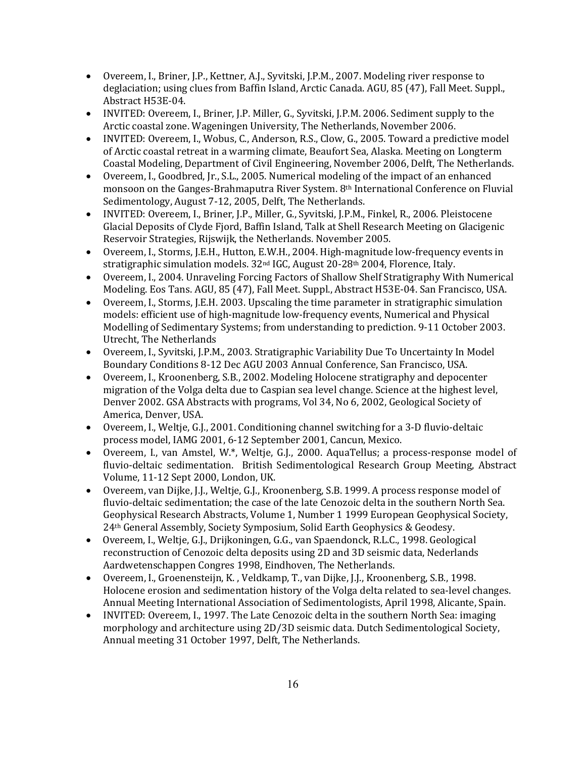- Overeem, I., Briner, J.P., Kettner, A.J., Syvitski, J.P.M., 2007. Modeling river response to deglaciation; using clues from Baffin Island, Arctic Canada. AGU, 85 (47), Fall Meet. Suppl., Abstract H53E-04.
- INVITED: Overeem, I., Briner, J.P. Miller, G., Syvitski, J.P.M. 2006. Sediment supply to the Arctic coastal zone. Wageningen University, The Netherlands, November 2006.
- INVITED: Overeem, I., Wobus, C., Anderson, R.S., Clow, G., 2005. Toward a predictive model of Arctic coastal retreat in a warming climate, Beaufort Sea, Alaska. Meeting on Longterm Coastal Modeling, Department of Civil Engineering, November 2006, Delft, The Netherlands.
- Overeem, I., Goodbred, Jr., S.L., 2005. Numerical modeling of the impact of an enhanced monsoon on the Ganges-Brahmaputra River System. 8th International Conference on Fluvial Sedimentology, August 7-12, 2005, Delft, The Netherlands.
- INVITED: Overeem, I., Briner, J.P., Miller, G., Syvitski, J.P.M., Finkel, R., 2006. Pleistocene Glacial Deposits of Clyde Fjord, Baffin Island, Talk at Shell Research Meeting on Glacigenic Reservoir Strategies, Rijswijk, the Netherlands. November 2005.
- Overeem, I., Storms, J.E.H., Hutton, E.W.H., 2004. High-magnitude low-frequency events in stratigraphic simulation models. 32nd IGC, August 20-28th 2004, Florence, Italy.
- Overeem, I., 2004. Unraveling Forcing Factors of Shallow Shelf Stratigraphy With Numerical Modeling. Eos Tans. AGU, 85 (47), Fall Meet. Suppl., Abstract H53E-04. San Francisco, USA.
- Overeem, I., Storms, J.E.H. 2003. Upscaling the time parameter in stratigraphic simulation models: efficient use of high-magnitude low-frequency events, Numerical and Physical Modelling of Sedimentary Systems; from understanding to prediction. 9-11 October 2003. Utrecht, The Netherlands
- Overeem, I., Syvitski, J.P.M., 2003. Stratigraphic Variability Due To Uncertainty In Model Boundary Conditions 8-12 Dec AGU 2003 Annual Conference, San Francisco, USA.
- Overeem, I., Kroonenberg, S.B., 2002. Modeling Holocene stratigraphy and depocenter migration of the Volga delta due to Caspian sea level change. Science at the highest level, Denver 2002. GSA Abstracts with programs, Vol 34, No 6, 2002, Geological Society of America, Denver, USA.
- Overeem, I., Weltje, G.J., 2001. Conditioning channel switching for a 3-D fluvio-deltaic process model, IAMG 2001, 6-12 September 2001, Cancun, Mexico.
- Overeem, I., van Amstel, W.*, Weltje, G.J., 2000. AquaTellus; a process-response model of fluvio-deltaic sedimentation. British Sedimentological Research Group Meeting, Abstract Volume, 11-12 Sept 2000, London, UK.
- Overeem, van Dijke, J.J., Weltje, G.J., Kroonenberg, S.B. 1999. A process response model of fluvio-deltaic sedimentation; the case of the late Cenozoic delta in the southern North Sea. Geophysical Research Abstracts, Volume 1, Number 1 1999 European Geophysical Society, 24th General Assembly, Society Symposium, Solid Earth Geophysics & Geodesy.
- Overeem, I., Weltje, G.J., Drijkoningen, G.G., van Spaendonck, R.L.C., 1998. Geological reconstruction of Cenozoic delta deposits using 2D and 3D seismic data, Nederlands Aardwetenschappen Congres 1998, Eindhoven, The Netherlands.
- Overeem, I., Groenensteijn, K. , Veldkamp, T., van Dijke, J.J., Kroonenberg, S.B., 1998. Holocene erosion and sedimentation history of the Volga delta related to sea-level changes. Annual Meeting International Association of Sedimentologists, April 1998, Alicante, Spain.
- INVITED: Overeem, I., 1997. The Late Cenozoic delta in the southern North Sea: imaging morphology and architecture using 2D/3D seismic data. Dutch Sedimentological Society, Annual meeting 31 October 1997, Delft, The Netherlands.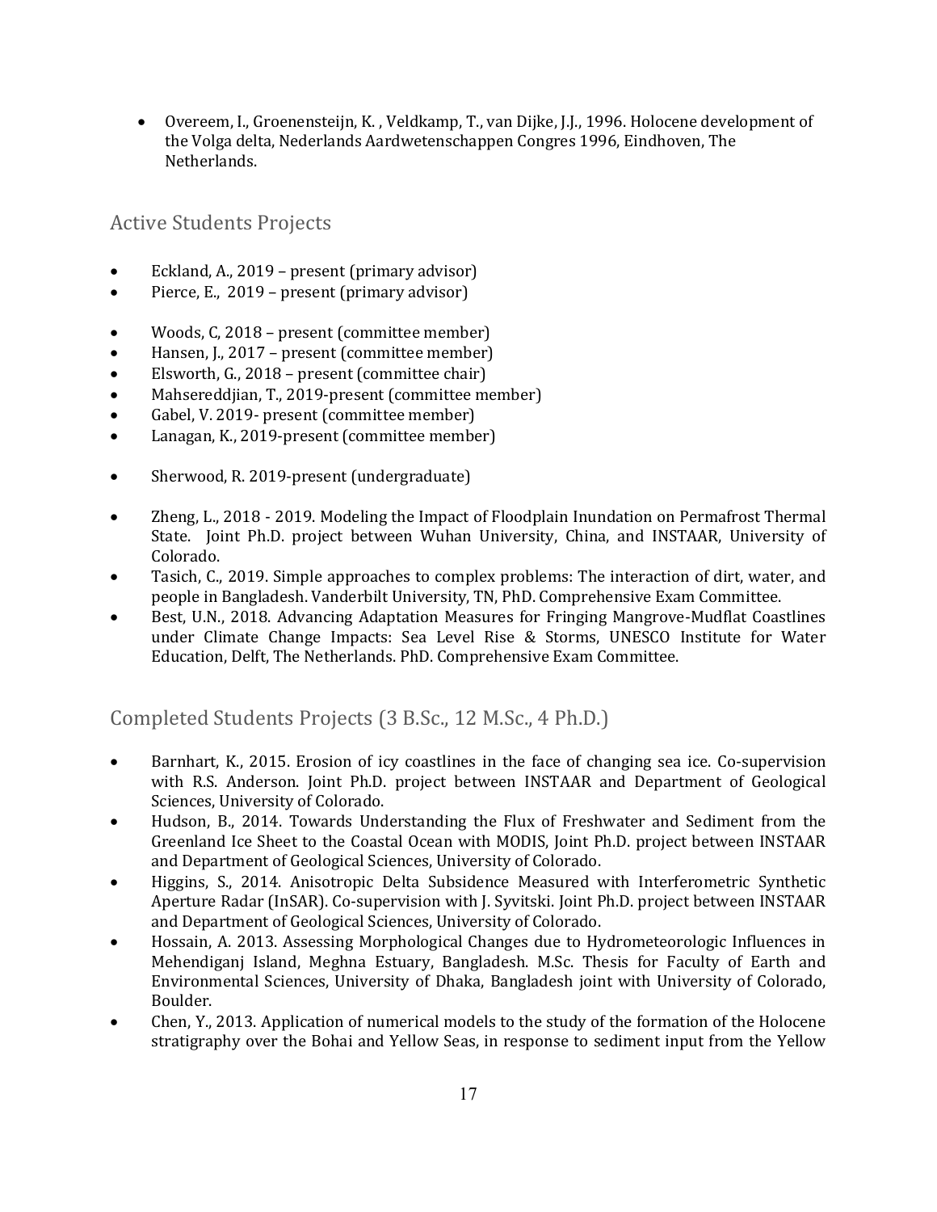- Overeem, I., Groenensteijn, K. , Veldkamp, T., van Dijke, J.J., 1996. Holocene development of the Volga delta, Nederlands Aardwetenschappen Congres 1996, Eindhoven, The Netherlands.

## Active Students Projects

- Eckland, A., 2019 – present (primary advisor)
- Pierce, E., 2019 – present (primary advisor)

- Woods, C, 2018 – present (committee member)
- Hansen, J., 2017 – present (committee member)
- Elsworth, G., 2018 – present (committee chair)
- Mahsereddjian, T., 2019-present (committee member)
- Gabel, V. 2019- present (committee member)
- Lanagan, K., 2019-present (committee member)

- Sherwood, R. 2019-present (undergraduate)

- Zheng, L., 2018 - 2019. Modeling the Impact of Floodplain Inundation on Permafrost Thermal State. Joint Ph.D. project between Wuhan University, China, and INSTAAR, University of Colorado.
- Tasich, C., 2019. Simple approaches to complex problems: The interaction of dirt, water, and people in Bangladesh. Vanderbilt University, TN, PhD. Comprehensive Exam Committee.
- Best, U.N., 2018. Advancing Adaptation Measures for Fringing Mangrove-Mudflat Coastlines under Climate Change Impacts: Sea Level Rise & Storms, UNESCO Institute for Water Education, Delft, The Netherlands. PhD. Comprehensive Exam Committee.

## Completed Students Projects (3 B.Sc., 12 M.Sc., 4 Ph.D.)

- Barnhart, K., 2015. Erosion of icy coastlines in the face of changing sea ice. Co-supervision with R.S. Anderson. Joint Ph.D. project between INSTAAR and Department of Geological Sciences, University of Colorado.
- Hudson, B., 2014. Towards Understanding the Flux of Freshwater and Sediment from the Greenland Ice Sheet to the Coastal Ocean with MODIS, Joint Ph.D. project between INSTAAR and Department of Geological Sciences, University of Colorado.
- Higgins, S., 2014. Anisotropic Delta Subsidence Measured with Interferometric Synthetic Aperture Radar (InSAR). Co-supervision with J. Syvitski. Joint Ph.D. project between INSTAAR and Department of Geological Sciences, University of Colorado.
- Hossain, A. 2013. Assessing Morphological Changes due to Hydrometeorologic Influences in Mehendiganj Island, Meghna Estuary, Bangladesh. M.Sc. Thesis for Faculty of Earth and Environmental Sciences, University of Dhaka, Bangladesh joint with University of Colorado, Boulder.
- Chen, Y., 2013. Application of numerical models to the study of the formation of the Holocene stratigraphy over the Bohai and Yellow Seas, in response to sediment input from the Yellow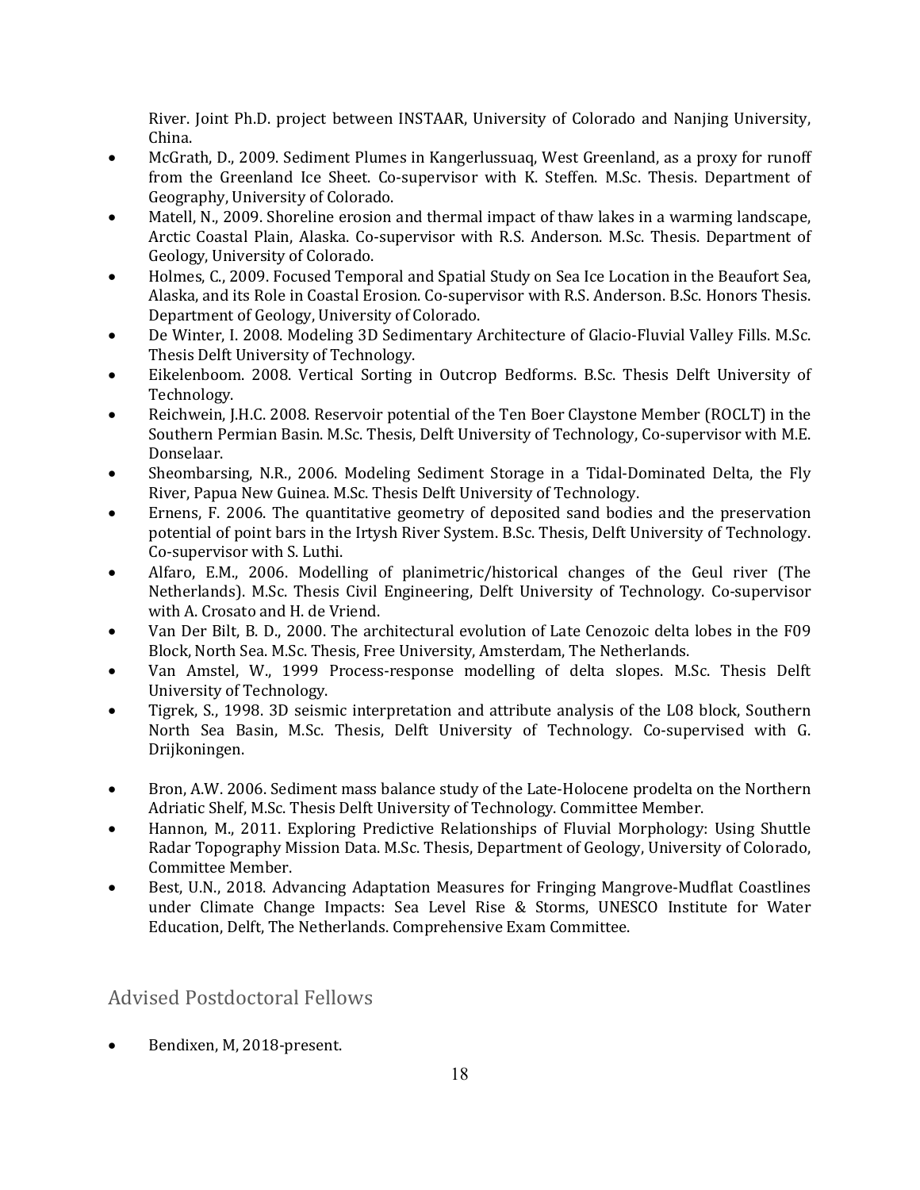River. Joint Ph.D. project between INSTAAR, University of Colorado and Nanjing University, China.

- McGrath, D., 2009. Sediment Plumes in Kangerlussuaq, West Greenland, as a proxy for runoff from the Greenland Ice Sheet. Co-supervisor with K. Steffen. M.Sc. Thesis. Department of Geography, University of Colorado.
- Matell, N., 2009. Shoreline erosion and thermal impact of thaw lakes in a warming landscape, Arctic Coastal Plain, Alaska. Co-supervisor with R.S. Anderson. M.Sc. Thesis. Department of Geology, University of Colorado.
- Holmes, C., 2009. Focused Temporal and Spatial Study on Sea Ice Location in the Beaufort Sea, Alaska, and its Role in Coastal Erosion. Co-supervisor with R.S. Anderson. B.Sc. Honors Thesis. Department of Geology, University of Colorado.
- De Winter, I. 2008. Modeling 3D Sedimentary Architecture of Glacio-Fluvial Valley Fills. M.Sc. Thesis Delft University of Technology.
- Eikelenboom. 2008. Vertical Sorting in Outcrop Bedforms. B.Sc. Thesis Delft University of Technology.
- Reichwein, J.H.C. 2008. Reservoir potential of the Ten Boer Claystone Member (ROCLT) in the Southern Permian Basin. M.Sc. Thesis, Delft University of Technology, Co-supervisor with M.E. Donselaar.
- Sheombarsing, N.R., 2006. Modeling Sediment Storage in a Tidal-Dominated Delta, the Fly River, Papua New Guinea. M.Sc. Thesis Delft University of Technology.
- Ernens, F. 2006. The quantitative geometry of deposited sand bodies and the preservation potential of point bars in the Irtysh River System. B.Sc. Thesis, Delft University of Technology. Co-supervisor with S. Luthi.
- Alfaro, E.M., 2006. Modelling of planimetric/historical changes of the Geul river (The Netherlands). M.Sc. Thesis Civil Engineering, Delft University of Technology. Co-supervisor with A. Crosato and H. de Vriend.
- Van Der Bilt, B. D., 2000. The architectural evolution of Late Cenozoic delta lobes in the F09 Block, North Sea. M.Sc. Thesis, Free University, Amsterdam, The Netherlands.
- Van Amstel, W., 1999 Process-response modelling of delta slopes. M.Sc. Thesis Delft University of Technology.
- Tigrek, S., 1998. 3D seismic interpretation and attribute analysis of the L08 block, Southern North Sea Basin, M.Sc. Thesis, Delft University of Technology. Co-supervised with G. Drijkoningen.

- Bron, A.W. 2006. Sediment mass balance study of the Late-Holocene prodelta on the Northern Adriatic Shelf, M.Sc. Thesis Delft University of Technology. Committee Member.
- Hannon, M., 2011. Exploring Predictive Relationships of Fluvial Morphology: Using Shuttle Radar Topography Mission Data. M.Sc. Thesis, Department of Geology, University of Colorado, Committee Member.
- Best, U.N., 2018. Advancing Adaptation Measures for Fringing Mangrove-Mudflat Coastlines under Climate Change Impacts: Sea Level Rise & Storms, UNESCO Institute for Water Education, Delft, The Netherlands. Comprehensive Exam Committee.

## Advised Postdoctoral Fellows

- Bendixen, M, 2018-present.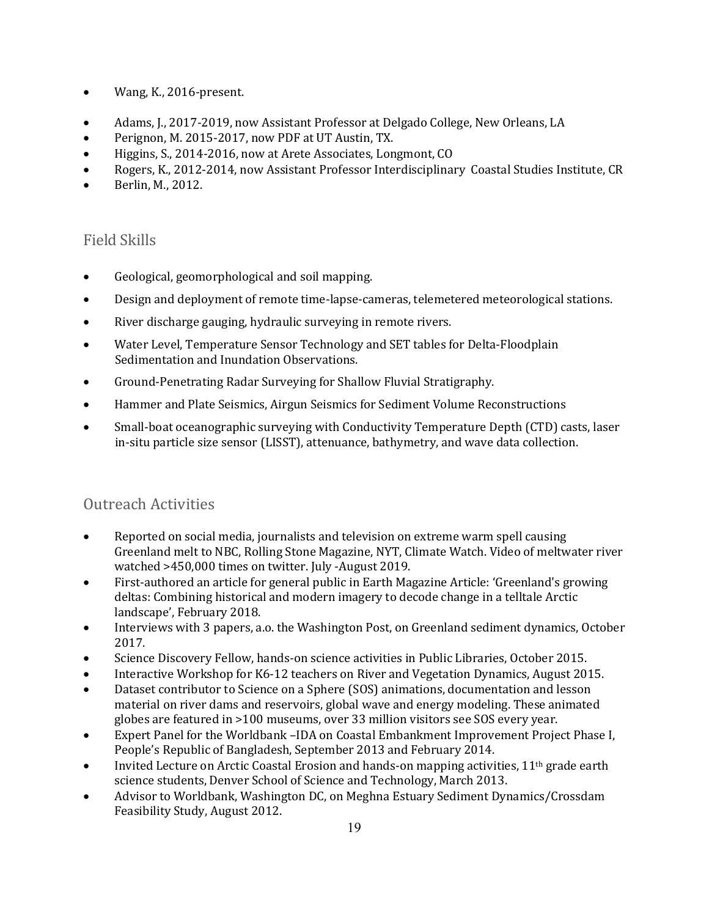- Wang, K., 2016-present.

- Adams, J., 2017-2019, now Assistant Professor at Delgado College, New Orleans, LA
- Perignon, M. 2015-2017, now PDF at UT Austin, TX.
- Higgins, S., 2014-2016, now at Arete Associates, Longmont, CO
- Rogers, K., 2012-2014, now Assistant Professor Interdisciplinary Coastal Studies Institute, CR
- Berlin, M., 2012.

## Field Skills

- Geological, geomorphological and soil mapping.
- Design and deployment of remote time-lapse-cameras, telemetered meteorological stations.
- River discharge gauging, hydraulic surveying in remote rivers.
- Water Level, Temperature Sensor Technology and SET tables for Delta-Floodplain Sedimentation and Inundation Observations.
- Ground-Penetrating Radar Surveying for Shallow Fluvial Stratigraphy.
- Hammer and Plate Seismics, Airgun Seismics for Sediment Volume Reconstructions
- Small-boat oceanographic surveying with Conductivity Temperature Depth (CTD) casts, laser in-situ particle size sensor (LISST), attenuance, bathymetry, and wave data collection.

## Outreach Activities

- Reported on social media, journalists and television on extreme warm spell causing Greenland melt to NBC, Rolling Stone Magazine, NYT, Climate Watch. Video of meltwater river watched >450,000 times on twitter. July -August 2019.
- First-authored an article for general public in Earth Magazine Article: 'Greenland's growing deltas: Combining historical and modern imagery to decode change in a telltale Arctic landscape', February 2018.
- Interviews with 3 papers, a.o. the Washington Post, on Greenland sediment dynamics, October 2017.
- Science Discovery Fellow, hands-on science activities in Public Libraries, October 2015.
- Interactive Workshop for K6-12 teachers on River and Vegetation Dynamics, August 2015.
- Dataset contributor to Science on a Sphere (SOS) animations, documentation and lesson material on river dams and reservoirs, global wave and energy modeling. These animated globes are featured in >100 museums, over 33 million visitors see SOS every year.
- Expert Panel for the Worldbank –IDA on Coastal Embankment Improvement Project Phase I, People's Republic of Bangladesh, September 2013 and February 2014.
- Invited Lecture on Arctic Coastal Erosion and hands-on mapping activities, 11th grade earth science students, Denver School of Science and Technology, March 2013.
- Advisor to Worldbank, Washington DC, on Meghna Estuary Sediment Dynamics/Crossdam Feasibility Study, August 2012.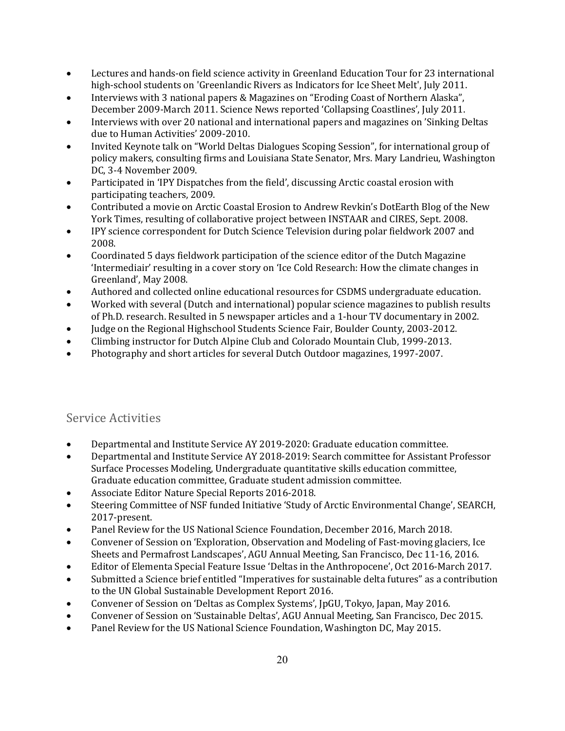- Lectures and hands-on field science activity in Greenland Education Tour for 23 international high-school students on 'Greenlandic Rivers as Indicators for Ice Sheet Melt', July 2011.
- Interviews with 3 national papers & Magazines on "Eroding Coast of Northern Alaska", December 2009-March 2011. Science News reported 'Collapsing Coastlines', July 2011.
- Interviews with over 20 national and international papers and magazines on 'Sinking Deltas due to Human Activities' 2009-2010.
- Invited Keynote talk on "World Deltas Dialogues Scoping Session", for international group of policy makers, consulting firms and Louisiana State Senator, Mrs. Mary Landrieu, Washington DC, 3-4 November 2009.
- Participated in 'IPY Dispatches from the field', discussing Arctic coastal erosion with participating teachers, 2009.
- Contributed a movie on Arctic Coastal Erosion to Andrew Revkin's DotEarth Blog of the New York Times, resulting of collaborative project between INSTAAR and CIRES, Sept. 2008.
- IPY science correspondent for Dutch Science Television during polar fieldwork 2007 and 2008.
- Coordinated 5 days fieldwork participation of the science editor of the Dutch Magazine 'Intermediair' resulting in a cover story on 'Ice Cold Research: How the climate changes in Greenland', May 2008.
- Authored and collected online educational resources for CSDMS undergraduate education.
- Worked with several (Dutch and international) popular science magazines to publish results of Ph.D. research. Resulted in 5 newspaper articles and a 1-hour TV documentary in 2002.
- Judge on the Regional Highschool Students Science Fair, Boulder County, 2003-2012.
- Climbing instructor for Dutch Alpine Club and Colorado Mountain Club, 1999-2013.
- Photography and short articles for several Dutch Outdoor magazines, 1997-2007.

## Service Activities

- Departmental and Institute Service AY 2019-2020: Graduate education committee.
- Departmental and Institute Service AY 2018-2019: Search committee for Assistant Professor Surface Processes Modeling, Undergraduate quantitative skills education committee, Graduate education committee, Graduate student admission committee.
- Associate Editor Nature Special Reports 2016-2018.
- Steering Committee of NSF funded Initiative 'Study of Arctic Environmental Change', SEARCH, 2017-present.
- Panel Review for the US National Science Foundation, December 2016, March 2018.
- Convener of Session on 'Exploration, Observation and Modeling of Fast-moving glaciers, Ice Sheets and Permafrost Landscapes', AGU Annual Meeting, San Francisco, Dec 11-16, 2016.
- Editor of Elementa Special Feature Issue 'Deltas in the Anthropocene', Oct 2016-March 2017.
- Submitted a Science brief entitled "Imperatives for sustainable delta futures" as a contribution to the UN Global Sustainable Development Report 2016.
- Convener of Session on 'Deltas as Complex Systems', JpGU, Tokyo, Japan, May 2016.
- Convener of Session on 'Sustainable Deltas', AGU Annual Meeting, San Francisco, Dec 2015.
- Panel Review for the US National Science Foundation, Washington DC, May 2015.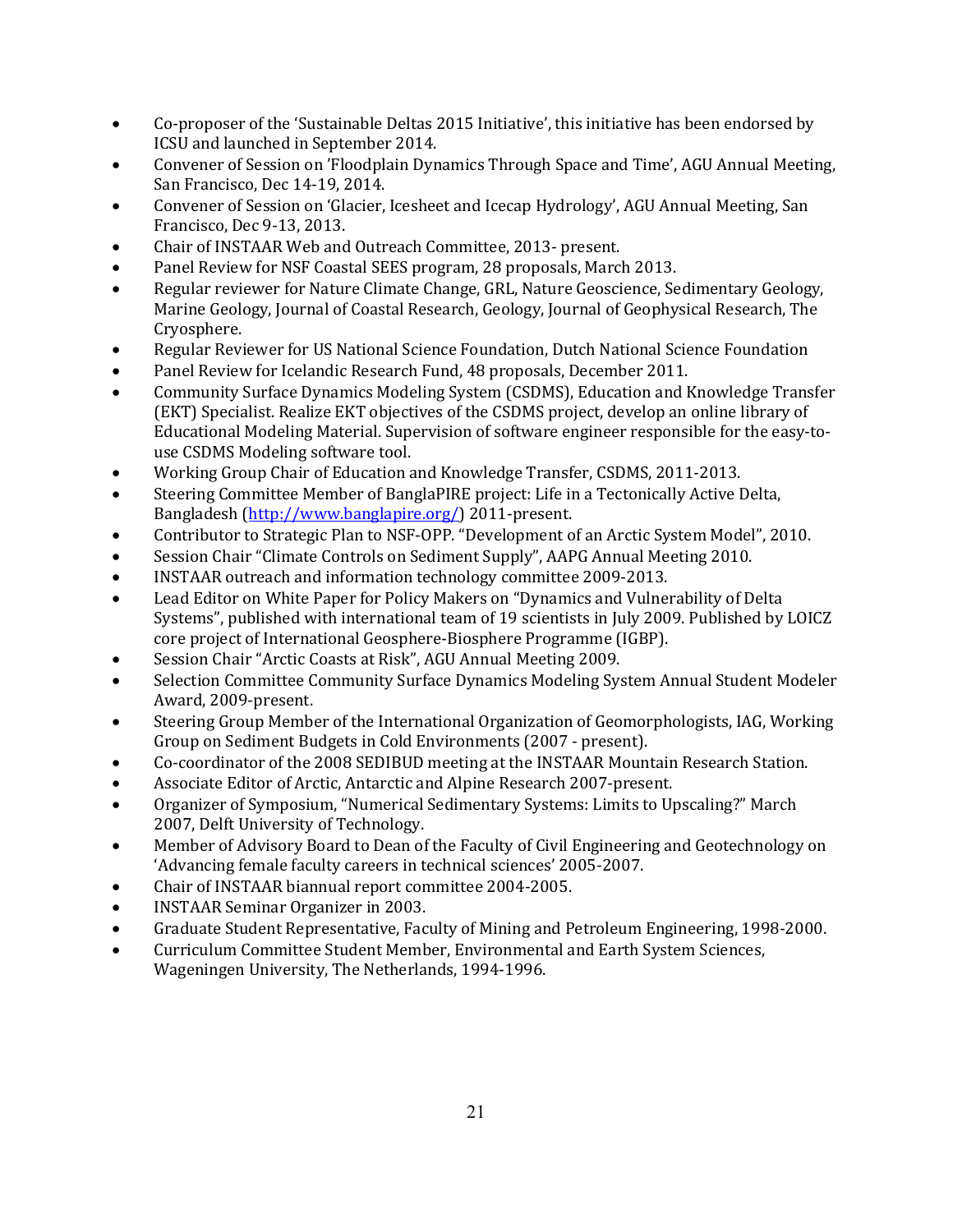- Co-proposer of the 'Sustainable Deltas 2015 Initiative', this initiative has been endorsed by ICSU and launched in September 2014.
- Convener of Session on 'Floodplain Dynamics Through Space and Time', AGU Annual Meeting, San Francisco, Dec 14-19, 2014.
- Convener of Session on 'Glacier, Icesheet and Icecap Hydrology', AGU Annual Meeting, San Francisco, Dec 9-13, 2013.
- Chair of INSTAAR Web and Outreach Committee, 2013- present.
- Panel Review for NSF Coastal SEES program, 28 proposals, March 2013.
- Regular reviewer for Nature Climate Change, GRL, Nature Geoscience, Sedimentary Geology, Marine Geology, Journal of Coastal Research, Geology, Journal of Geophysical Research, The Cryosphere.
- Regular Reviewer for US National Science Foundation, Dutch National Science Foundation
- Panel Review for Icelandic Research Fund, 48 proposals, December 2011.
- Community Surface Dynamics Modeling System (CSDMS), Education and Knowledge Transfer (EKT) Specialist. Realize EKT objectives of the CSDMS project, develop an online library of Educational Modeling Material. Supervision of software engineer responsible for the easy-to-use CSDMS Modeling software tool.
- Working Group Chair of Education and Knowledge Transfer, CSDMS, 2011-2013.
- Steering Committee Member of BanglaPIRE project: Life in a Tectonically Active Delta, Bangladesh (http://www.banglapire.org/) 2011-present.
- Contributor to Strategic Plan to NSF-OPP. "Development of an Arctic System Model", 2010.
- Session Chair "Climate Controls on Sediment Supply", AAPG Annual Meeting 2010.
- INSTAAR outreach and information technology committee 2009-2013.
- Lead Editor on White Paper for Policy Makers on "Dynamics and Vulnerability of Delta Systems", published with international team of 19 scientists in July 2009. Published by LOICZ core project of International Geosphere-Biosphere Programme (IGBP).
- Session Chair "Arctic Coasts at Risk", AGU Annual Meeting 2009.
- Selection Committee Community Surface Dynamics Modeling System Annual Student Modeler Award, 2009-present.
- Steering Group Member of the International Organization of Geomorphologists, IAG, Working Group on Sediment Budgets in Cold Environments (2007 - present).
- Co-coordinator of the 2008 SEDIBUD meeting at the INSTAAR Mountain Research Station.
- Associate Editor of Arctic, Antarctic and Alpine Research 2007-present.
- Organizer of Symposium, "Numerical Sedimentary Systems: Limits to Upscaling?" March 2007, Delft University of Technology.
- Member of Advisory Board to Dean of the Faculty of Civil Engineering and Geotechnology on 'Advancing female faculty careers in technical sciences' 2005-2007.
- Chair of INSTAAR biannual report committee 2004-2005.
- INSTAAR Seminar Organizer in 2003.
- Graduate Student Representative, Faculty of Mining and Petroleum Engineering, 1998-2000.
- Curriculum Committee Student Member, Environmental and Earth System Sciences, Wageningen University, The Netherlands, 1994-1996.